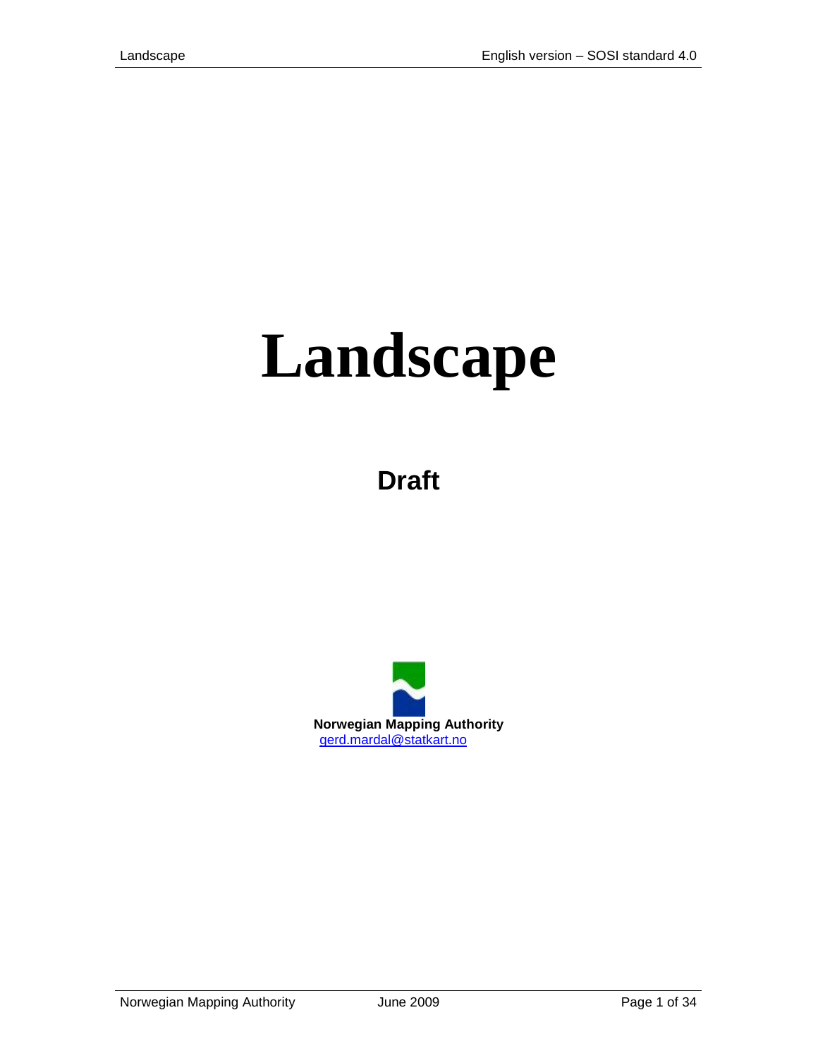# Landscape

## Draft

**Norwegian Mapping Authority**
gerd.mardal@statkart.no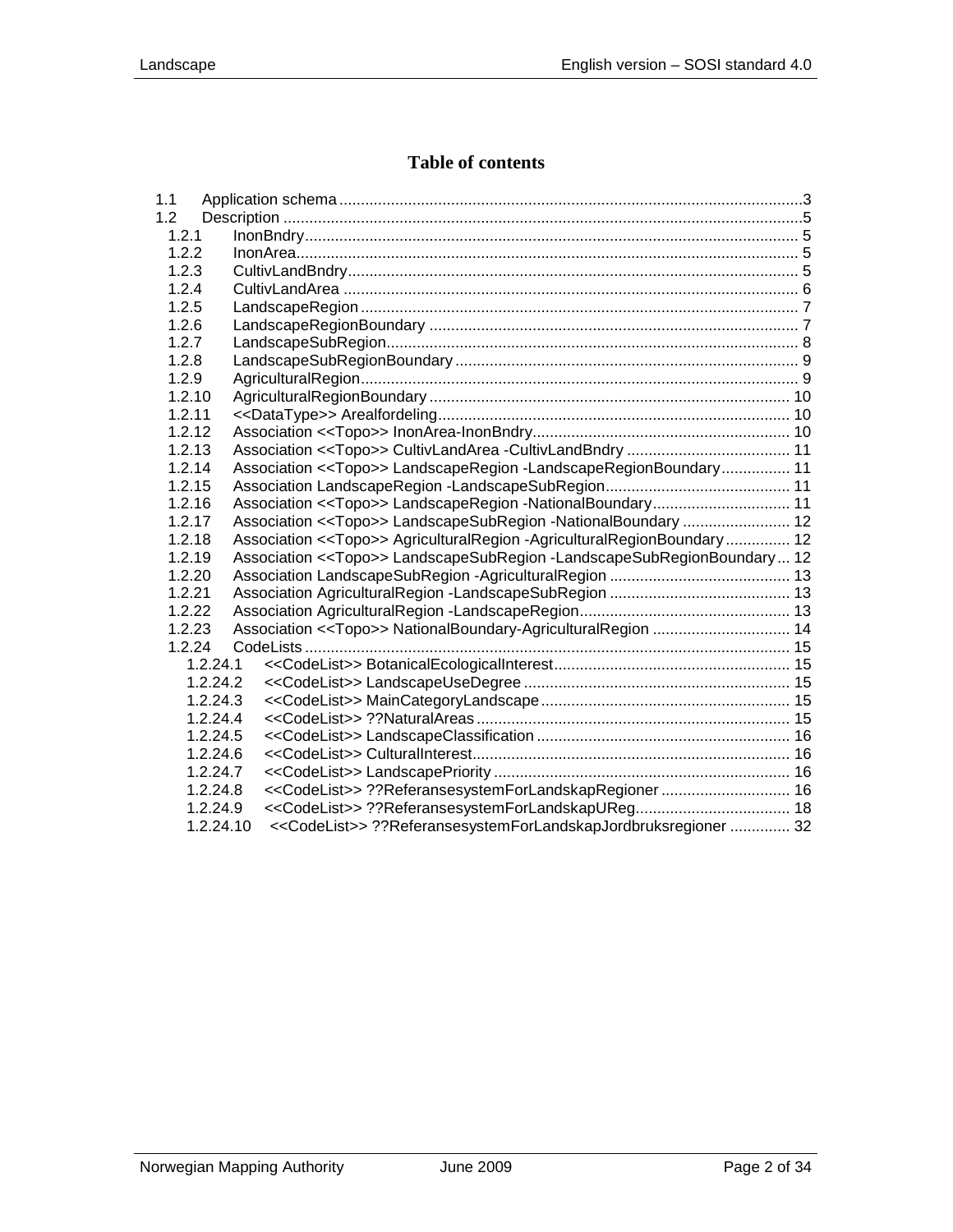# Table of contents

- 1.1 Application schema ... 3
- 1.2 Description ... 5
  - 1.2.1 InonBndry ... 5
  - 1.2.2 InonArea ... 5
  - 1.2.3 CultivLandBndry ... 5
  - 1.2.4 CultivLandArea ... 6
  - 1.2.5 LandscapeRegion ... 7
  - 1.2.6 LandscapeRegionBoundary ... 7
  - 1.2.7 LandscapeSubRegion ... 8
  - 1.2.8 LandscapeSubRegionBoundary ... 9
  - 1.2.9 AgriculturalRegion ... 9
  - 1.2.10 AgriculturalRegionBoundary ... 10
  - 1.2.11 <<DataType>> Arealfordeling ... 10
  - 1.2.12 Association <<Topo>> InonArea-InonBndry ... 10
  - 1.2.13 Association <<Topo>> CultivLandArea -CultivLandBndry ... 11
  - 1.2.14 Association <<Topo>> LandscapeRegion -LandscapeRegionBoundary ... 11
  - 1.2.15 Association LandscapeRegion -LandscapeSubRegion ... 11
  - 1.2.16 Association <<Topo>> LandscapeRegion -NationalBoundary ... 11
  - 1.2.17 Association <<Topo>> LandscapeSubRegion -NationalBoundary ... 12
  - 1.2.18 Association <<Topo>> AgriculturalRegion -AgriculturalRegionBoundary ... 12
  - 1.2.19 Association <<Topo>> LandscapeSubRegion -LandscapeSubRegionBoundary ... 12
  - 1.2.20 Association LandscapeSubRegion -AgriculturalRegion ... 13
  - 1.2.21 Association AgriculturalRegion -LandscapeSubRegion ... 13
  - 1.2.22 Association AgriculturalRegion -LandscapeRegion ... 13
  - 1.2.23 Association <<Topo>> NationalBoundary-AgriculturalRegion ... 14
  - 1.2.24 CodeLists ... 15
    - 1.2.24.1 <<CodeList>> BotanicalEcologicalInterest ... 15
    - 1.2.24.2 <<CodeList>> LandscapeUseDegree ... 15
    - 1.2.24.3 <<CodeList>> MainCategoryLandscape ... 15
    - 1.2.24.4 <<CodeList>> ??NaturalAreas ... 15
    - 1.2.24.5 <<CodeList>> LandscapeClassification ... 16
    - 1.2.24.6 <<CodeList>> CulturalInterest ... 16
    - 1.2.24.7 <<CodeList>> LandscapePriority ... 16
    - 1.2.24.8 <<CodeList>> ??ReferansesystemForLandskapRegioner ... 16
    - 1.2.24.9 <<CodeList>> ??ReferansesystemForLandskapUReg ... 18
    - 1.2.24.10 <<CodeList>> ??ReferansesystemForLandskapJordbruksregioner ... 32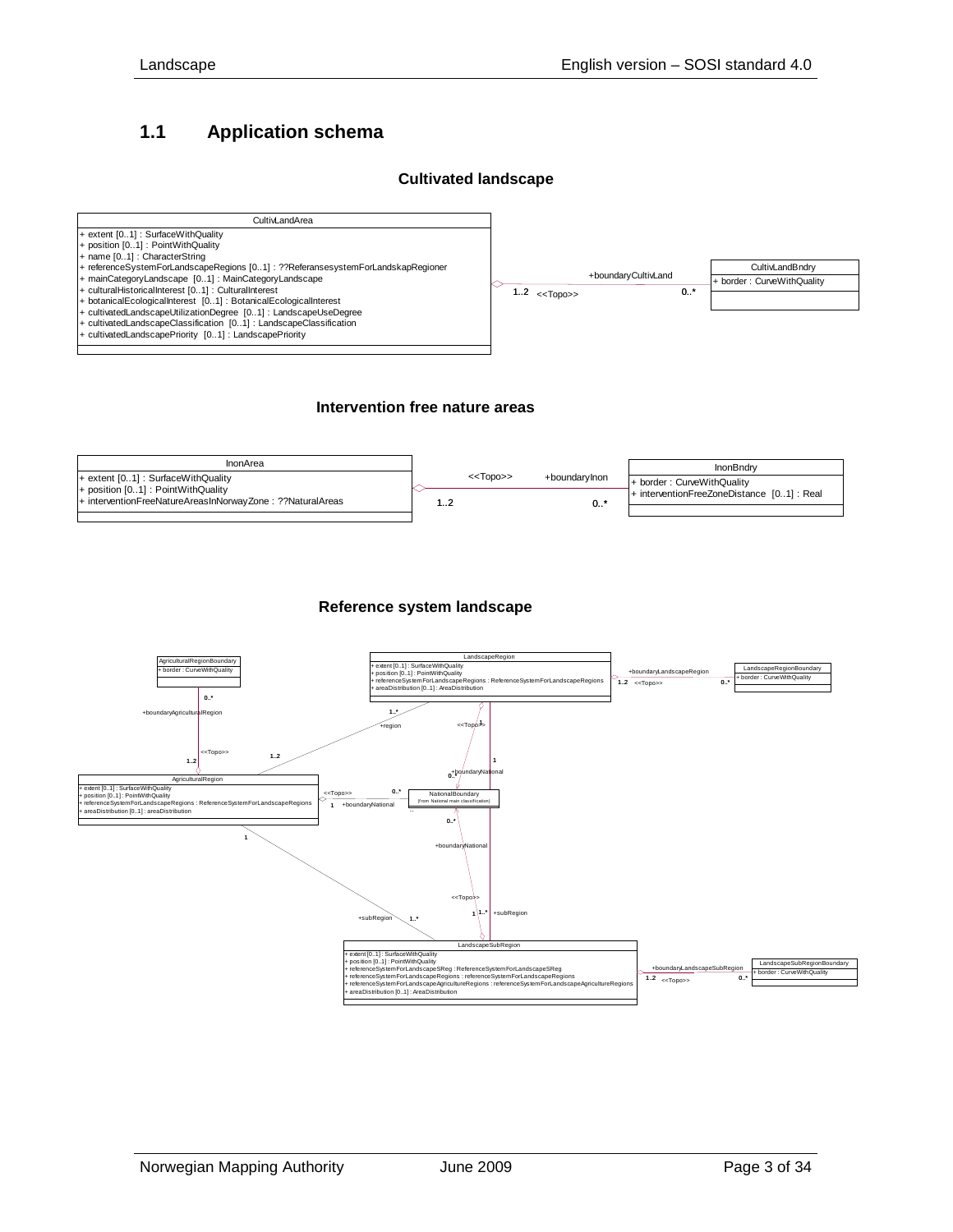## 1.1 Application schema

### Cultivated landscape

**CultivLandArea**

+ extent [0..1] : SurfaceWithQuality
+ position [0..1] : PointWithQuality
+ name [0..1] : CharacterString
+ referenceSystemForLandscapeRegions [0..1] : ??ReferansesystemForLandskapRegioner
+ mainCategoryLandscape [0..1] : MainCategoryLandscape
+ culturalHistoricalInterest [0..1] : CulturalInterest
+ botanicalEcologicalInterest [0..1] : BotanicalEcologicalInterest
+ cultivatedLandscapeUtilizationDegree [0..1] : LandscapeUseDegree
+ cultivatedLandscapeClassification [0..1] : LandscapeClassification
+ cultivatedLandscapePriority [0..1] : LandscapePriority

+boundaryCultivLand, 1..2 <<Topo>> 0..*

**CultivLandBndry**

+ border : CurveWithQuality

### Intervention free nature areas

**InonArea**

+ extent [0..1] : SurfaceWithQuality
+ position [0..1] : PointWithQuality
+ interventionFreeNatureAreasInNorwayZone : ??NaturalAreas

<<Topo>> +boundaryInon, 1..2 0..*

**InonBndry**

+ border : CurveWithQuality
+ interventionFreeZoneDistance [0..1] : Real

### Reference system landscape

**AgriculturalRegionBoundary**

+ border : CurveWithQuality

0..* +boundaryAgriculturalRegion <<Topo>> 1..2

**LandscapeRegion**

+ extent [0..1] : SurfaceWithQuality
+ position [0..1] : PointWithQuality
+ referenceSystemForLandscapeRegions : ReferenceSystemForLandscapeRegions
+ areaDistribution [0..1] : AreaDistribution

+boundaryLandscapeRegion, 1..2 <<Topo>> 0..*

**LandscapeRegionBoundary**

+ border : CurveWithQuality

**AgriculturalRegion**

+ extent [0..1] : SurfaceWithQuality
+ position [0..1] : PointWithQuality
+ referenceSystemForLandscapeRegions : ReferenceSystemForLandscapeRegions
+ areaDistribution [0..1] : areaDistribution

1..2 — 1..* +region

<<Topo>> 1 +boundaryNational 0..*

**NationalBoundary**

(from National main classification)

<<Topo>> 1 +boundaryNational 0..*

1 — 1 

1 +subRegion 1..*

<<Topo>> 1 1..* +subRegion

**LandscapeSubRegion**

+ extent [0..1] : SurfaceWithQuality
+ position [0..1] : PointWithQuality
+ referenceSystemForLandscapeSReg : ReferenceSystemForLandscapeSReg
+ referenceSystemForLandscapeRegions : referenceSystemForLandscapeRegions
+ referenceSystemForLandscapeAgricultureRegions : referenceSystemForLandscapeAgricultureRegions
+ areaDistribution [0..1] : AreaDistribution

+boundaryLandscapeSubRegion, 1..2 <<Topo>> 0..*

**LandscapeSubRegionBoundary**

+ border : CurveWithQuality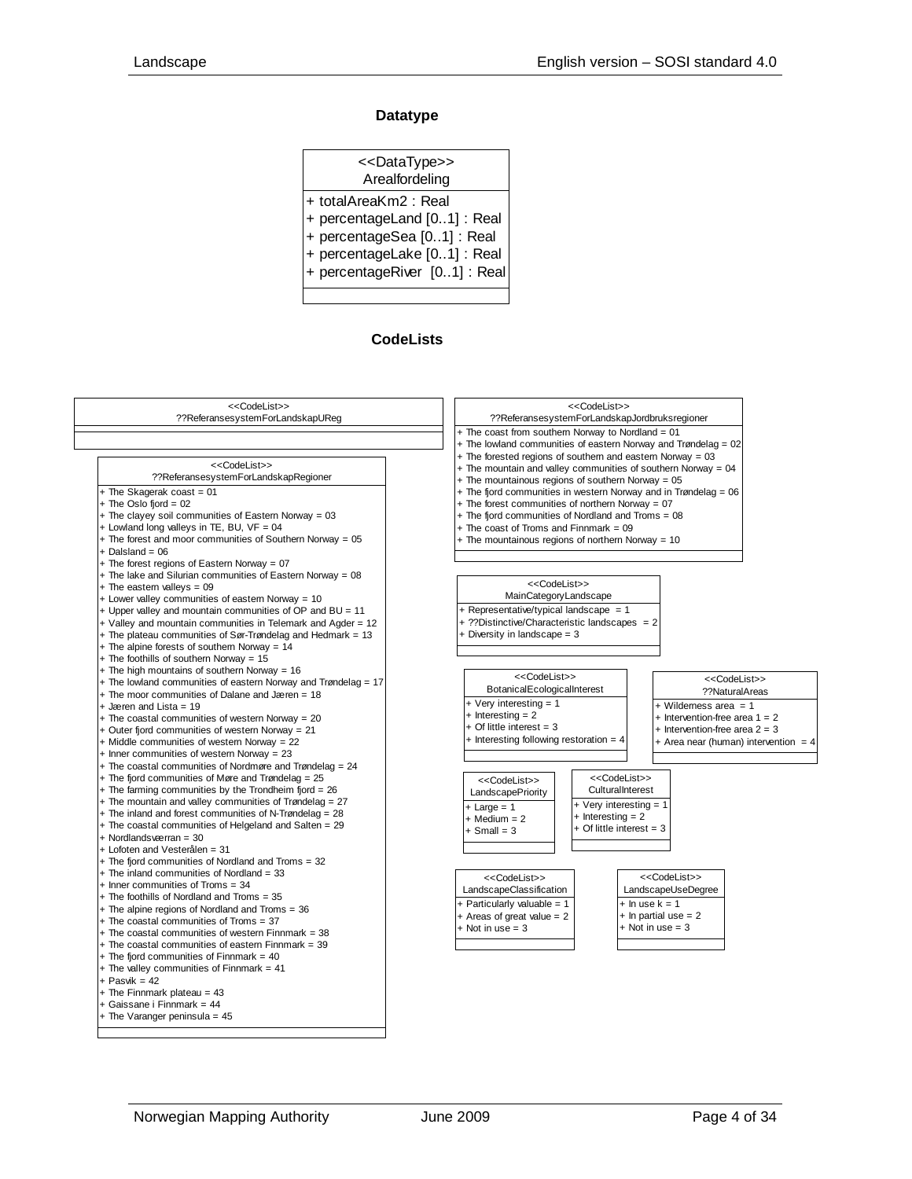### Datatype

**<<DataType>>**
**Arealfordeling**

- + totalAreaKm2 : Real
- + percentageLand [0..1] : Real
- + percentageSea [0..1] : Real
- + percentageLake [0..1] : Real
- + percentageRiver [0..1] : Real

### CodeLists

**<<CodeList>>**
**??ReferansesystemForLandskapUReg**

**<<CodeList>>**
**??ReferansesystemForLandskapRegioner**

- + The Skagerak coast = 01
- + The Oslo fjord = 02
- + The clayey soil communities of Eastern Norway = 03
- + Lowland long valleys in TE, BU, VF = 04
- + The forest and moor communities of Southern Norway = 05
- + Dalsland = 06
- + The forest regions of Eastern Norway = 07
- + The lake and Silurian communities of Eastern Norway = 08
- + The eastern valleys = 09
- + Lower valley communities of eastern Norway = 10
- + Upper valley and mountain communities of OP and BU = 11
- + Valley and mountain communities in Telemark and Agder = 12
- + The plateau communities of Sør-Trøndelag and Hedmark = 13
- + The alpine forests of southern Norway = 14
- + The foothills of southern Norway = 15
- + The high mountains of southern Norway = 16
- + The lowland communities of eastern Norway and Trøndelag = 17
- + The moor communities of Dalane and Jæren = 18
- + Jæren and Lista = 19
- + The coastal communities of western Norway = 20
- + Outer fjord communities of western Norway = 21
- + Middle communities of western Norway = 22
- + Inner communities of western Norway = 23
- + The coastal communities of Nordmøre and Trøndelag = 24
- + The fjord communities of Møre and Trøndelag = 25
- + The farming communities by the Trondheim fjord = 26
- + The mountain and valley communities of Trøndelag = 27
- + The inland and forest communities of N-Trøndelag = 28
- + The coastal communities of Helgeland and Salten = 29
- + Nordlandsværran = 30
- + Lofoten and Vesterålen = 31
- + The fjord communities of Nordland and Troms = 32
- + The inland communities of Nordland = 33
- + Inner communities of Troms = 34
- + The foothills of Nordland and Troms = 35
- + The alpine regions of Nordland and Troms = 36
- + The coastal communities of Troms = 37
- + The coastal communities of western Finnmark = 38
- + The coastal communities of eastern Finnmark = 39
- + The fjord communities of Finnmark = 40
- + The valley communities of Finnmark = 41
- + Pasvik = 42
- + The Finnmark plateau = 43
- + Gaissane i Finnmark = 44
- + The Varanger peninsula = 45

**<<CodeList>>**
**??ReferansesystemForLandskapJordbruksregioner**

- + The coast from southern Norway to Nordland = 01
- + The lowland communities of eastern Norway and Trøndelag = 02
- + The forested regions of southern and eastern Norway = 03
- + The mountain and valley communities of southern Norway = 04
- + The mountainous regions of southern Norway = 05
- + The fjord communities in western Norway and in Trøndelag = 06
- + The forest communities of northern Norway = 07
- + The fjord communities of Nordland and Troms = 08
- + The coast of Troms and Finnmark = 09
- + The mountainous regions of northern Norway = 10

**<<CodeList>>**
**MainCategoryLandscape**

- + Representative/typical landscape = 1
- + ??Distinctive/Characteristic landscapes = 2
- + Diversity in landscape = 3

**<<CodeList>>**
**BotanicalEcologicalInterest**

- + Very interesting = 1
- + Interesting = 2
- + Of little interest = 3
- + Interesting following restoration = 4

**<<CodeList>>**
**??NaturalAreas**

- + Wilderness area = 1
- + Intervention-free area 1 = 2
- + Intervention-free area 2 = 3
- + Area near (human) intervention = 4

**<<CodeList>>**
**LandscapePriority**

- + Large = 1
- + Medium = 2
- + Small = 3

**<<CodeList>>**
**CulturalInterest**

- + Very interesting = 1
- + Interesting = 2
- + Of little interest = 3

**<<CodeList>>**
**LandscapeClassification**

- + Particularly valuable = 1
- + Areas of great value = 2
- + Not in use = 3

**<<CodeList>>**
**LandscapeUseDegree**

- + In use k = 1
- + In partial use = 2
- + Not in use = 3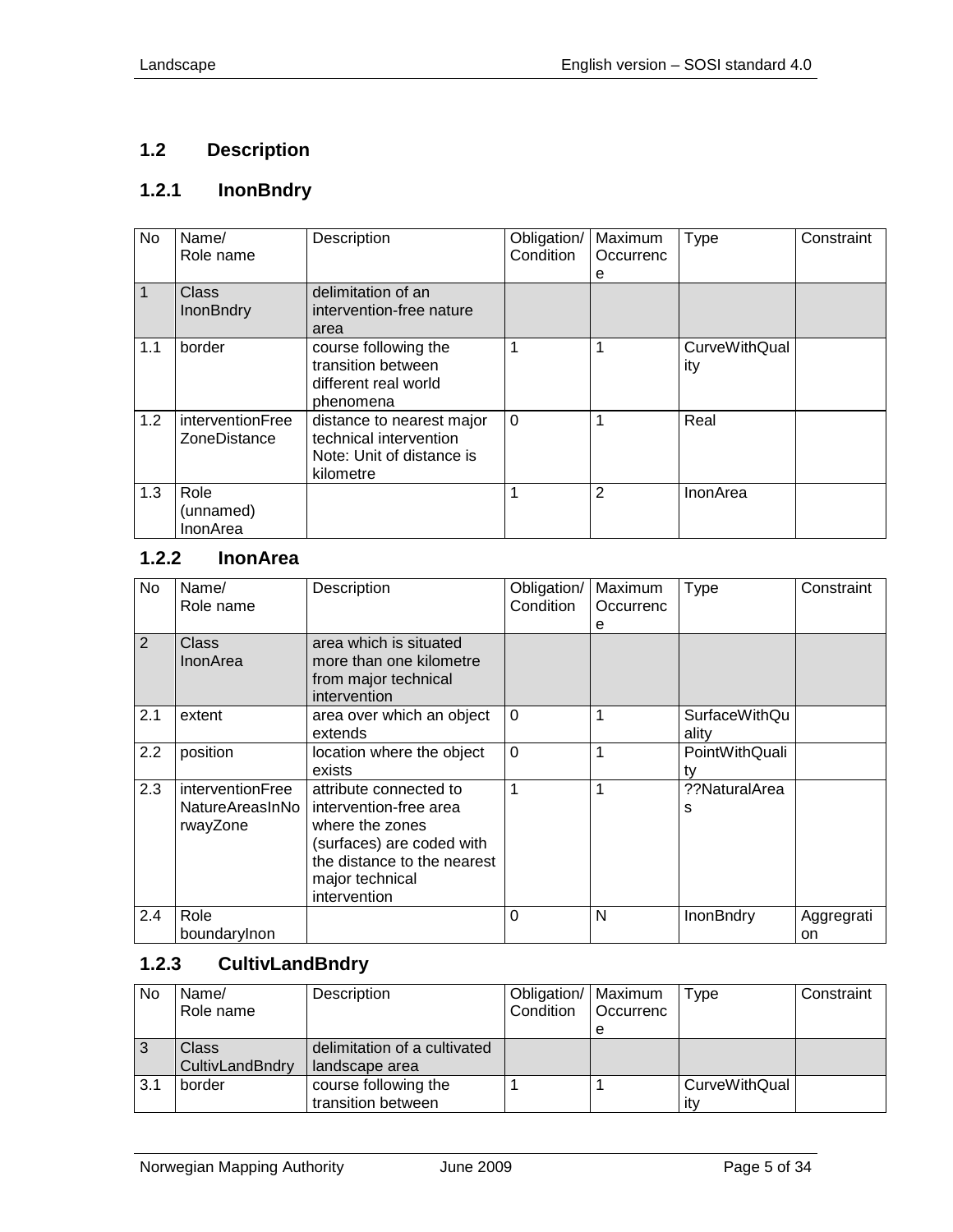## 1.2 Description

### 1.2.1 InonBndry

| No | Name/ Role name | Description | Obligation/ Condition | Maximum Occurrence | Type | Constraint |
|---|---|---|---|---|---|---|
| 1 | Class InonBndry | delimitation of an intervention-free nature area | | | | |
| 1.1 | border | course following the transition between different real world phenomena | 1 | 1 | CurveWithQuality | |
| 1.2 | interventionFreeZoneDistance | distance to nearest major technical intervention Note: Unit of distance is kilometre | 0 | 1 | Real | |
| 1.3 | Role (unnamed) InonArea | | 1 | 2 | InonArea | |

### 1.2.2 InonArea

| No | Name/ Role name | Description | Obligation/ Condition | Maximum Occurrence | Type | Constraint |
|---|---|---|---|---|---|---|
| 2 | Class InonArea | area which is situated more than one kilometre from major technical intervention | | | | |
| 2.1 | extent | area over which an object extends | 0 | 1 | SurfaceWithQuality | |
| 2.2 | position | location where the object exists | 0 | 1 | PointWithQuality | |
| 2.3 | interventionFreeNatureAreasInNorwayZone | attribute connected to intervention-free area where the zones (surfaces) are coded with the distance to the nearest major technical intervention | 1 | 1 | ??NaturalAreas | |
| 2.4 | Role boundaryInon | | 0 | N | InonBndry | Aggregration |

### 1.2.3 CultivLandBndry

| No | Name/ Role name | Description | Obligation/ Condition | Maximum Occurrence | Type | Constraint |
|---|---|---|---|---|---|---|
| 3 | Class CultivLandBndry | delimitation of a cultivated landscape area | | | | |
| 3.1 | border | course following the transition between | 1 | 1 | CurveWithQuality | |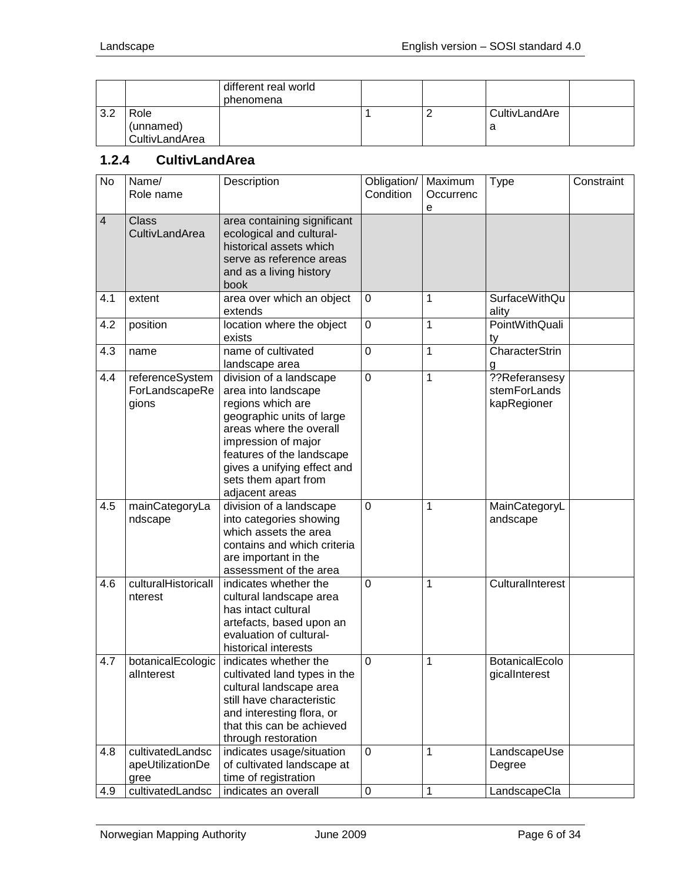| | | different real world phenomena | | | | |
|---|---|---|---|---|---|---|
| 3.2 | Role (unnamed) CultivLandArea | | 1 | 2 | CultivLandArea | |

### 1.2.4 CultivLandArea

| No | Name/ Role name | Description | Obligation/ Condition | Maximum Occurrence | Type | Constraint |
|---|---|---|---|---|---|---|
| 4 | Class CultivLandArea | area containing significant ecological and cultural-historical assets which serve as reference areas and as a living history book | | | | |
| 4.1 | extent | area over which an object extends | 0 | 1 | SurfaceWithQuality | |
| 4.2 | position | location where the object exists | 0 | 1 | PointWithQuality | |
| 4.3 | name | name of cultivated landscape area | 0 | 1 | CharacterString | |
| 4.4 | referenceSystemForLandscapeRegions | division of a landscape area into landscape regions which are geographic units of large areas where the overall impression of major features of the landscape gives a unifying effect and sets them apart from adjacent areas | 0 | 1 | ??ReferansesystemForLandskapRegioner | |
| 4.5 | mainCategoryLandscape | division of a landscape into categories showing which assets the area contains and which criteria are important in the assessment of the area | 0 | 1 | MainCategoryLandscape | |
| 4.6 | culturalHistoricalInterest | indicates whether the cultural landscape area has intact cultural artefacts, based upon an evaluation of cultural-historical interests | 0 | 1 | CulturalInterest | |
| 4.7 | botanicalEcologicalInterest | indicates whether the cultivated land types in the cultural landscape area still have characteristic and interesting flora, or that this can be achieved through restoration | 0 | 1 | BotanicalEcologicalInterest | |
| 4.8 | cultivatedLandscapeUtilizationDegree | indicates usage/situation of cultivated landscape at time of registration | 0 | 1 | LandscapeUseDegree | |
| 4.9 | cultivatedLandsc | indicates an overall | 0 | 1 | LandscapeCla | |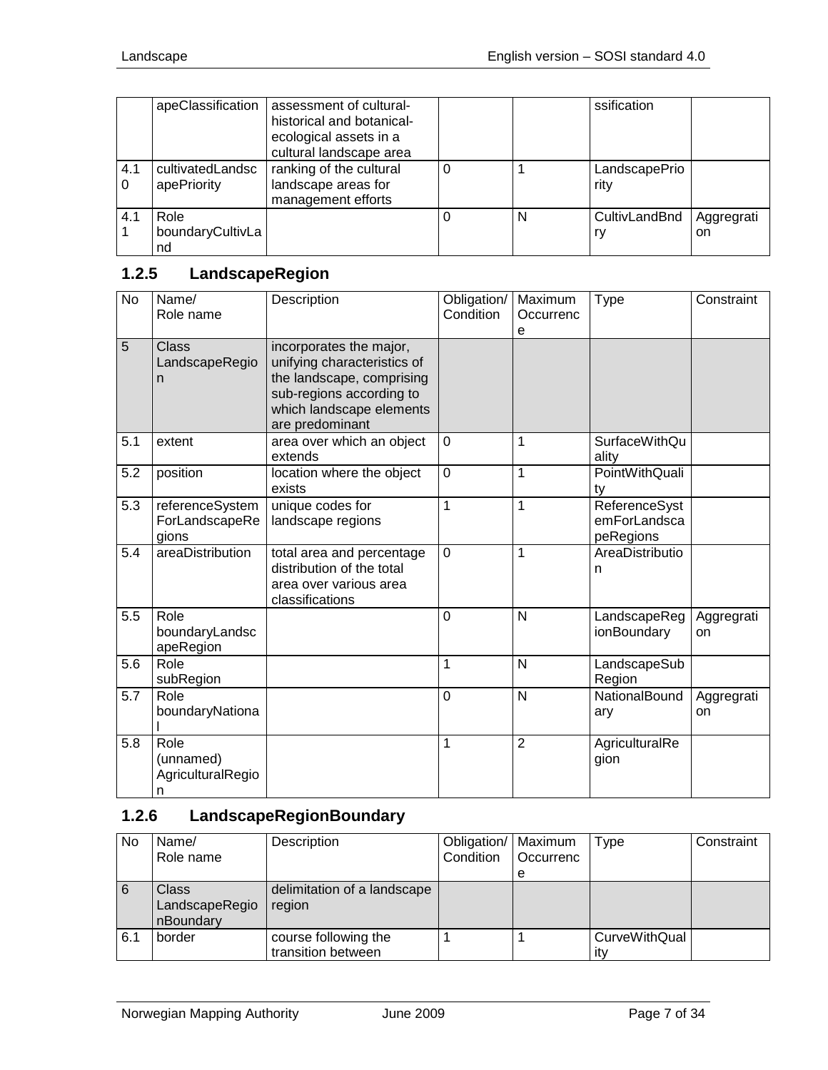|  | apeClassification | assessment of cultural-historical and botanical-ecological assets in a cultural landscape area |  |  | ssification |  |
| --- | --- | --- | --- | --- | --- | --- |
| 4.10 | cultivatedLandscapePriority | ranking of the cultural landscape areas for management efforts | 0 | 1 | LandscapePriority |  |
| 4.11 | Role boundaryCultivLand |  | 0 | N | CultivLandBndry | Aggregation |

### 1.2.5 LandscapeRegion

| No | Name/ Role name | Description | Obligation/ Condition | Maximum Occurrence | Type | Constraint |
| --- | --- | --- | --- | --- | --- | --- |
| 5 | Class LandscapeRegion | incorporates the major, unifying characteristics of the landscape, comprising sub-regions according to which landscape elements are predominant |  |  |  |  |
| 5.1 | extent | area over which an object extends | 0 | 1 | SurfaceWithQuality |  |
| 5.2 | position | location where the object exists | 0 | 1 | PointWithQuality |  |
| 5.3 | referenceSystemForLandscapeRegions | unique codes for landscape regions | 1 | 1 | ReferenceSystemForLandscapeRegions |  |
| 5.4 | areaDistribution | total area and percentage distribution of the total area over various area classifications | 0 | 1 | AreaDistribution |  |
| 5.5 | Role boundaryLandscapeRegion |  | 0 | N | LandscapeRegionBoundary | Aggregation |
| 5.6 | Role subRegion |  | 1 | N | LandscapeSubRegion |  |
| 5.7 | Role boundaryNational |  | 0 | N | NationalBoundary | Aggregation |
| 5.8 | Role (unnamed) AgriculturalRegion |  | 1 | 2 | AgriculturalRegion |  |

### 1.2.6 LandscapeRegionBoundary

| No | Name/ Role name | Description | Obligation/ Condition | Maximum Occurrence | Type | Constraint |
| --- | --- | --- | --- | --- | --- | --- |
| 6 | Class LandscapeRegionBoundary | delimitation of a landscape region |  |  |  |  |
| 6.1 | border | course following the transition between | 1 | 1 | CurveWithQuality |  |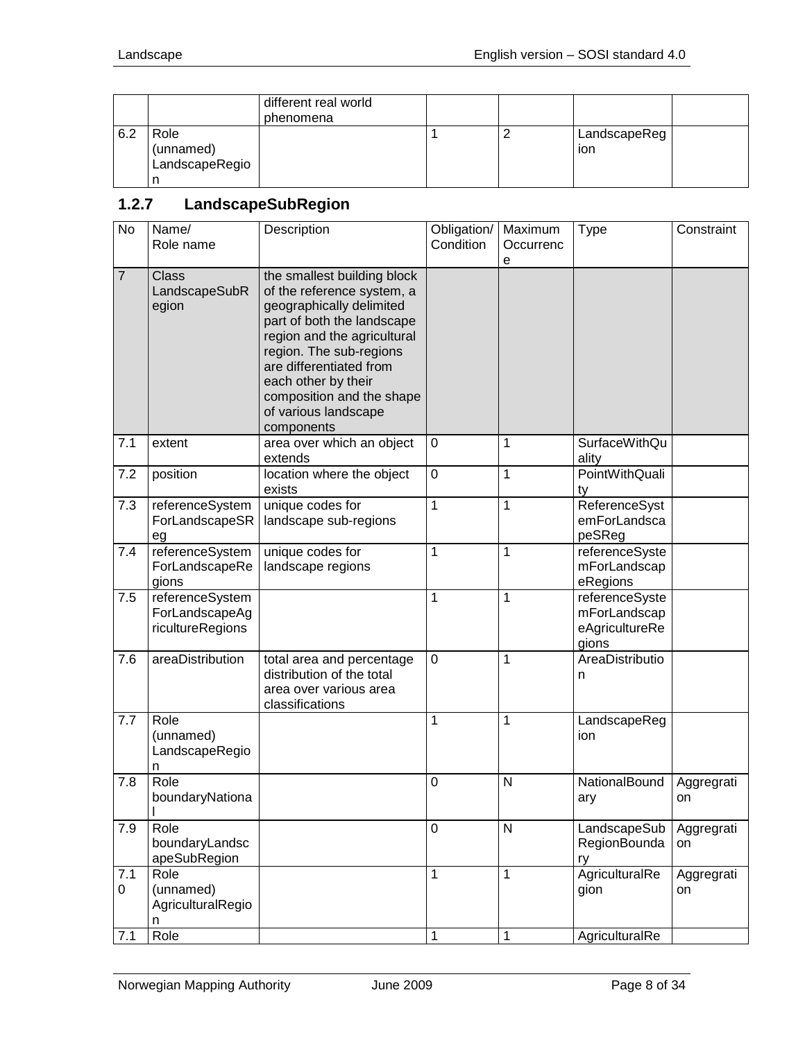| | | different real world phenomena | | | | |
|---|---|---|---|---|---|---|
| 6.2 | Role (unnamed) LandscapeRegion | | 1 | 2 | LandscapeRegion | |

### 1.2.7 LandscapeSubRegion

| No | Name/ Role name | Description | Obligation/ Condition | Maximum Occurrence | Type | Constraint |
|---|---|---|---|---|---|---|
| 7 | Class LandscapeSubRegion | the smallest building block of the reference system, a geographically delimited part of both the landscape region and the agricultural region. The sub-regions are differentiated from each other by their composition and the shape of various landscape components | | | | |
| 7.1 | extent | area over which an object extends | 0 | 1 | SurfaceWithQuality | |
| 7.2 | position | location where the object exists | 0 | 1 | PointWithQuality | |
| 7.3 | referenceSystemForLandscapeSReg | unique codes for landscape sub-regions | 1 | 1 | ReferenceSystemForLandscapeSReg | |
| 7.4 | referenceSystemForLandscapeRegions | unique codes for landscape regions | 1 | 1 | referenceSystemForLandscapeRegions | |
| 7.5 | referenceSystemForLandscapeAgricultureRegions | | 1 | 1 | referenceSystemForLandscapeAgricultureRegions | |
| 7.6 | areaDistribution | total area and percentage distribution of the total area over various area classifications | 0 | 1 | AreaDistribution | |
| 7.7 | Role (unnamed) LandscapeRegion | | 1 | 1 | LandscapeRegion | |
| 7.8 | Role boundaryNational | | 0 | N | NationalBoundary | Aggregration |
| 7.9 | Role boundaryLandscapeSubRegion | | 0 | N | LandscapeSubRegionBoundary | Aggregration |
| 7.10 | Role (unnamed) AgriculturalRegion | | 1 | 1 | AgriculturalRegion | Aggregration |
| 7.1 | Role | | 1 | 1 | AgriculturalRe | |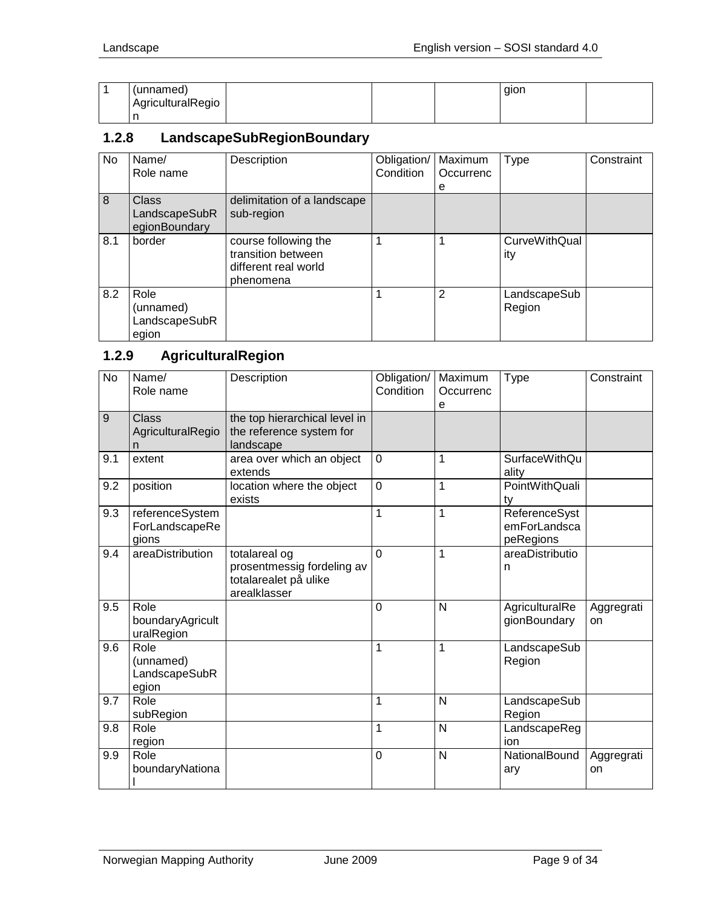| 1 | (unnamed) AgriculturalRegion | | | | gion | |
|---|---|---|---|---|---|---|

### 1.2.8 LandscapeSubRegionBoundary

| No | Name/ Role name | Description | Obligation/ Condition | Maximum Occurrence | Type | Constraint |
|---|---|---|---|---|---|---|
| 8 | Class LandscapeSubRegionBoundary | delimitation of a landscape sub-region | | | | |
| 8.1 | border | course following the transition between different real world phenomena | 1 | 1 | CurveWithQuality | |
| 8.2 | Role (unnamed) LandscapeSubRegion | | 1 | 2 | LandscapeSubRegion | |

### 1.2.9 AgriculturalRegion

| No | Name/ Role name | Description | Obligation/ Condition | Maximum Occurrence | Type | Constraint |
|---|---|---|---|---|---|---|
| 9 | Class AgriculturalRegion | the top hierarchical level in the reference system for landscape | | | | |
| 9.1 | extent | area over which an object extends | 0 | 1 | SurfaceWithQuality | |
| 9.2 | position | location where the object exists | 0 | 1 | PointWithQuality | |
| 9.3 | referenceSystemForLandscapeRegions | | 1 | 1 | ReferenceSystemForLandscapeRegions | |
| 9.4 | areaDistribution | totalareal og prosentmessig fordeling av totalarealet på ulike arealklasser | 0 | 1 | areaDistribution | |
| 9.5 | Role boundaryAgriculturalRegion | | 0 | N | AgriculturalRegionBoundary | Aggregration |
| 9.6 | Role (unnamed) LandscapeSubRegion | | 1 | 1 | LandscapeSubRegion | |
| 9.7 | Role subRegion | | 1 | N | LandscapeSubRegion | |
| 9.8 | Role region | | 1 | N | LandscapeRegion | |
| 9.9 | Role boundaryNational | | 0 | N | NationalBoundary | Aggregration |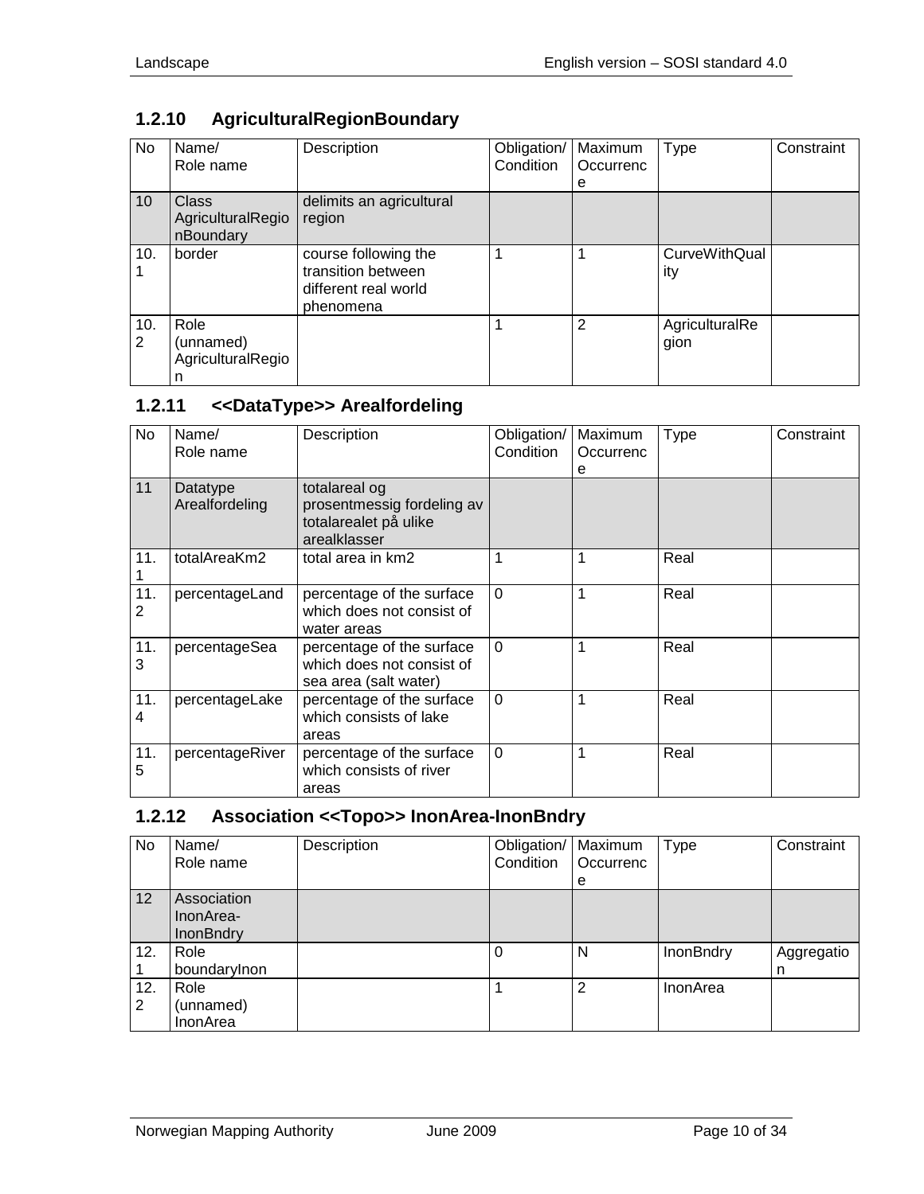### 1.2.10 AgriculturalRegionBoundary

| No | Name/ Role name | Description | Obligation/ Condition | Maximum Occurrence | Type | Constraint |
|---|---|---|---|---|---|---|
| 10 | Class AgriculturalRegionBoundary | delimits an agricultural region | | | | |
| 10.1 | border | course following the transition between different real world phenomena | 1 | 1 | CurveWithQuality | |
| 10.2 | Role (unnamed) AgriculturalRegion | | 1 | 2 | AgriculturalRegion | |

### 1.2.11 <<DataType>> Arealfordeling

| No | Name/ Role name | Description | Obligation/ Condition | Maximum Occurrence | Type | Constraint |
|---|---|---|---|---|---|---|
| 11 | Datatype Arealfordeling | totalareal og prosentmessig fordeling av totalarealet på ulike arealklasser | | | | |
| 11.1 | totalAreaKm2 | total area in km2 | 1 | 1 | Real | |
| 11.2 | percentageLand | percentage of the surface which does not consist of water areas | 0 | 1 | Real | |
| 11.3 | percentageSea | percentage of the surface which does not consist of sea area (salt water) | 0 | 1 | Real | |
| 11.4 | percentageLake | percentage of the surface which consists of lake areas | 0 | 1 | Real | |
| 11.5 | percentageRiver | percentage of the surface which consists of river areas | 0 | 1 | Real | |

### 1.2.12 Association <<Topo>> InonArea-InonBndry

| No | Name/ Role name | Description | Obligation/ Condition | Maximum Occurrence | Type | Constraint |
|---|---|---|---|---|---|---|
| 12 | Association InonArea-InonBndry | | | | | |
| 12.1 | Role boundaryInon | | 0 | N | InonBndry | Aggregation |
| 12.2 | Role (unnamed) InonArea | | 1 | 2 | InonArea | |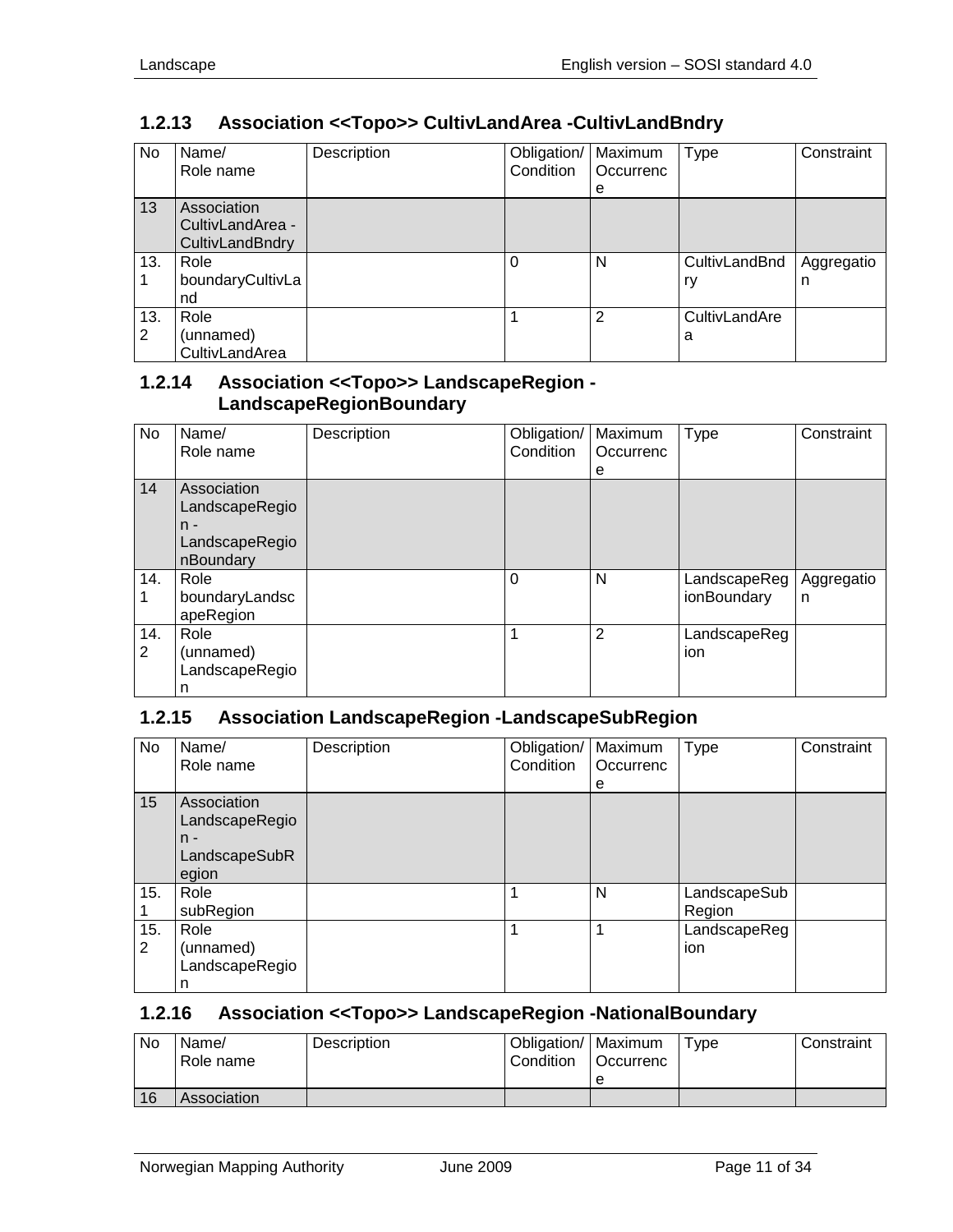### 1.2.13 Association <<Topo>> CultivLandArea -CultivLandBndry

| No | Name/ Role name | Description | Obligation/ Condition | Maximum Occurrence | Type | Constraint |
|---|---|---|---|---|---|---|
| 13 | Association CultivLandArea - CultivLandBndry | | | | | |
| 13.1 | Role boundaryCultivLand | | 0 | N | CultivLandBndry | Aggregation |
| 13.2 | Role (unnamed) CultivLandArea | | 1 | 2 | CultivLandArea | |

### 1.2.14 Association <<Topo>> LandscapeRegion - LandscapeRegionBoundary

| No | Name/ Role name | Description | Obligation/ Condition | Maximum Occurrence | Type | Constraint |
|---|---|---|---|---|---|---|
| 14 | Association LandscapeRegion - LandscapeRegionBoundary | | | | | |
| 14.1 | Role boundaryLandscapeRegion | | 0 | N | LandscapeRegionBoundary | Aggregation |
| 14.2 | Role (unnamed) LandscapeRegion | | 1 | 2 | LandscapeRegion | |

### 1.2.15 Association LandscapeRegion -LandscapeSubRegion

| No | Name/ Role name | Description | Obligation/ Condition | Maximum Occurrence | Type | Constraint |
|---|---|---|---|---|---|---|
| 15 | Association LandscapeRegion - LandscapeSubRegion | | | | | |
| 15.1 | Role subRegion | | 1 | N | LandscapeSubRegion | |
| 15.2 | Role (unnamed) LandscapeRegion | | 1 | 1 | LandscapeRegion | |

### 1.2.16 Association <<Topo>> LandscapeRegion -NationalBoundary

| No | Name/ Role name | Description | Obligation/ Condition | Maximum Occurrence | Type | Constraint |
|---|---|---|---|---|---|---|
| 16 | Association | | | | | |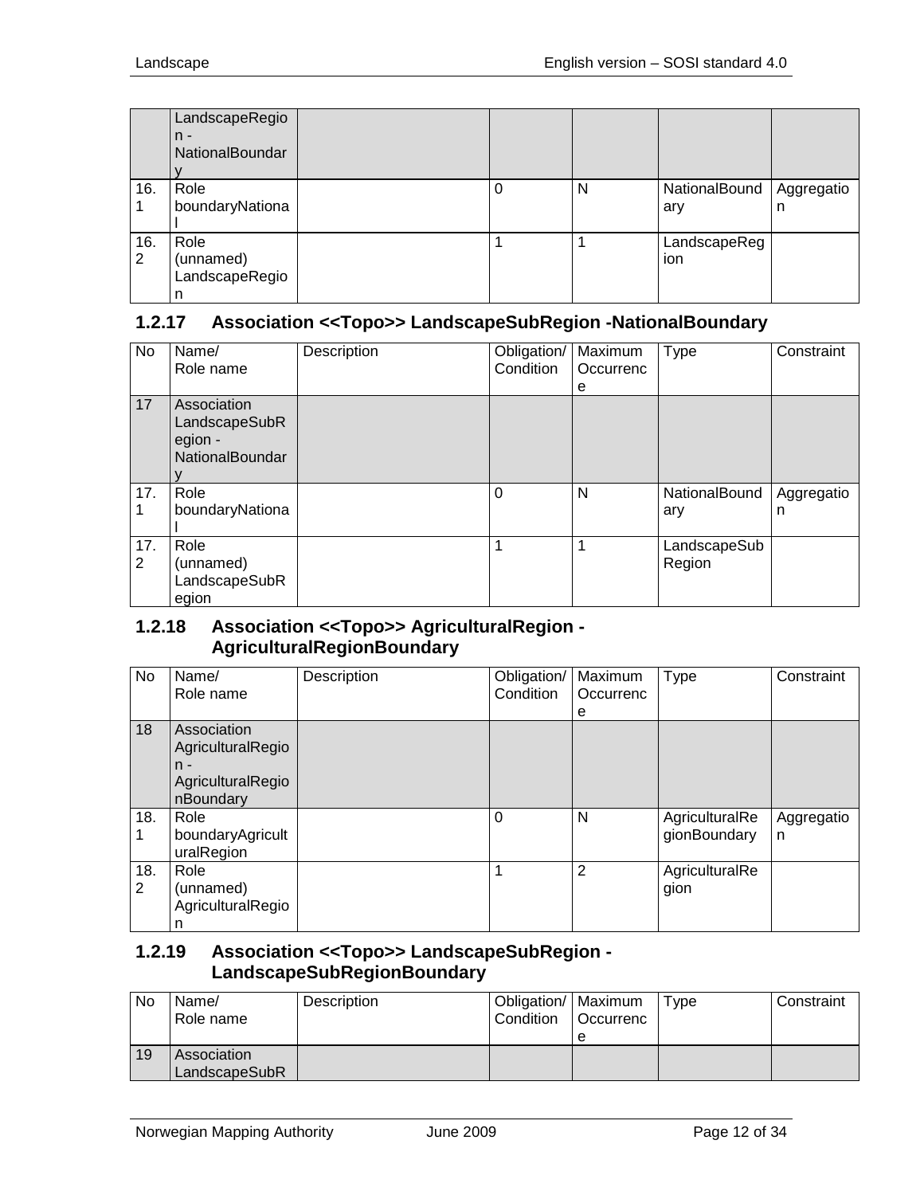| | LandscapeRegion - NationalBoundary | | | | | |
|---|---|---|---|---|---|---|
| 16.1 | Role boundaryNational | | 0 | N | NationalBoundary | Aggregation |
| 16.2 | Role (unnamed) LandscapeRegion | | 1 | 1 | LandscapeRegion | |

### 1.2.17 Association <<Topo>> LandscapeSubRegion -NationalBoundary

| No | Name/ Role name | Description | Obligation/ Condition | Maximum Occurrence | Type | Constraint |
|---|---|---|---|---|---|---|
| 17 | Association LandscapeSubRegion - NationalBoundary | | | | | |
| 17.1 | Role boundaryNational | | 0 | N | NationalBoundary | Aggregation |
| 17.2 | Role (unnamed) LandscapeSubRegion | | 1 | 1 | LandscapeSubRegion | |

### 1.2.18 Association <<Topo>> AgriculturalRegion - AgriculturalRegionBoundary

| No | Name/ Role name | Description | Obligation/ Condition | Maximum Occurrence | Type | Constraint |
|---|---|---|---|---|---|---|
| 18 | Association AgriculturalRegion - AgriculturalRegionBoundary | | | | | |
| 18.1 | Role boundaryAgriculturalRegion | | 0 | N | AgriculturalRegionBoundary | Aggregation |
| 18.2 | Role (unnamed) AgriculturalRegion | | 1 | 2 | AgriculturalRegion | |

### 1.2.19 Association <<Topo>> LandscapeSubRegion - LandscapeSubRegionBoundary

| No | Name/ Role name | Description | Obligation/ Condition | Maximum Occurrence | Type | Constraint |
|---|---|---|---|---|---|---|
| 19 | Association LandscapeSubR | | | | | |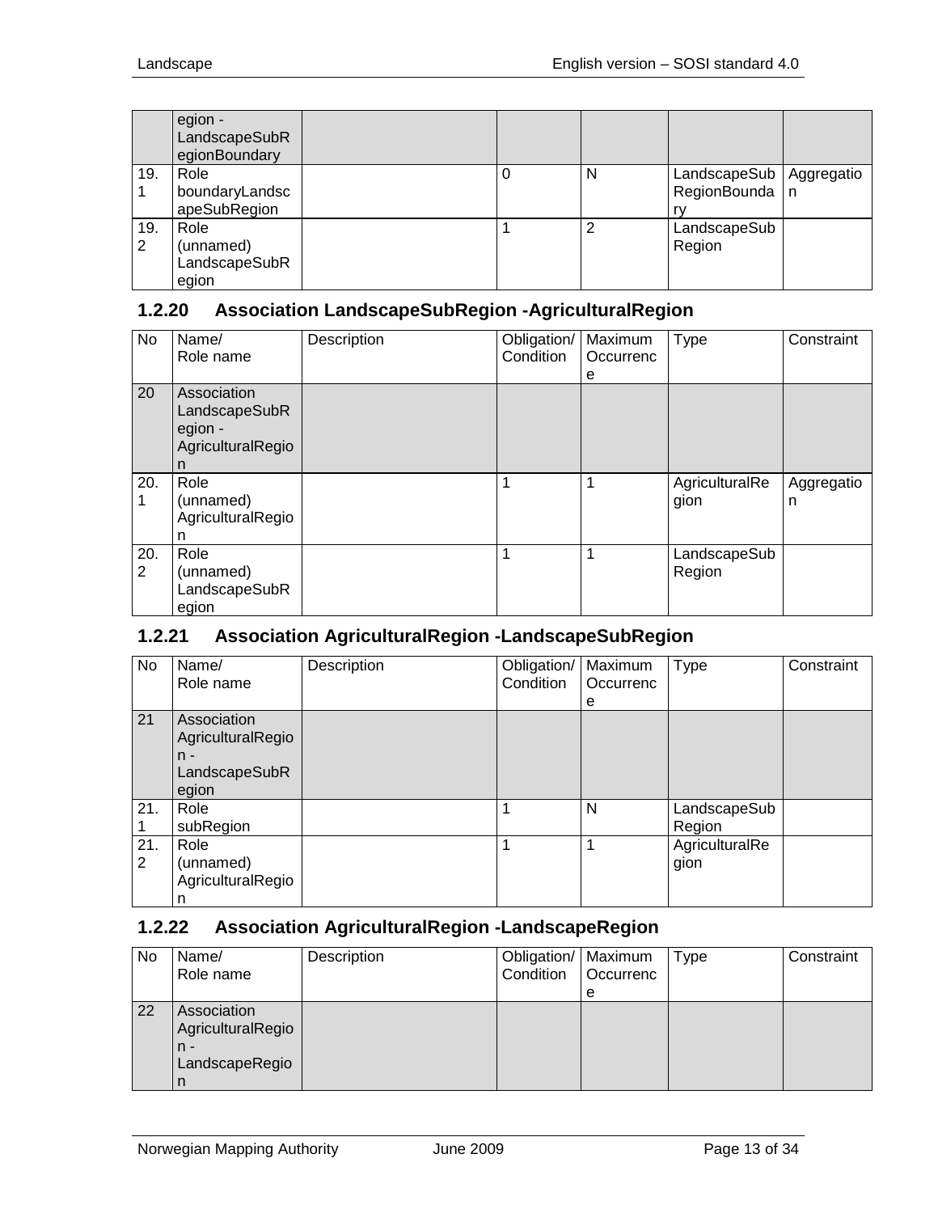| | egion - LandscapeSubRegionBoundary | | | | | |
|---|---|---|---|---|---|---|
| 19.1 | Role boundaryLandscapeSubRegion | | 0 | N | LandscapeSubRegionBoundary | Aggregation |
| 19.2 | Role (unnamed) LandscapeSubRegion | | 1 | 2 | LandscapeSubRegion | |

### 1.2.20 Association LandscapeSubRegion -AgriculturalRegion

| No | Name/ Role name | Description | Obligation/ Condition | Maximum Occurrence | Type | Constraint |
|---|---|---|---|---|---|---|
| 20 | Association LandscapeSubRegion - AgriculturalRegion | | | | | |
| 20.1 | Role (unnamed) AgriculturalRegion | | 1 | 1 | AgriculturalRegion | Aggregation |
| 20.2 | Role (unnamed) LandscapeSubRegion | | 1 | 1 | LandscapeSubRegion | |

### 1.2.21 Association AgriculturalRegion -LandscapeSubRegion

| No | Name/ Role name | Description | Obligation/ Condition | Maximum Occurrence | Type | Constraint |
|---|---|---|---|---|---|---|
| 21 | Association AgriculturalRegion - LandscapeSubRegion | | | | | |
| 21.1 | Role subRegion | | 1 | N | LandscapeSubRegion | |
| 21.2 | Role (unnamed) AgriculturalRegion | | 1 | 1 | AgriculturalRegion | |

### 1.2.22 Association AgriculturalRegion -LandscapeRegion

| No | Name/ Role name | Description | Obligation/ Condition | Maximum Occurrence | Type | Constraint |
|---|---|---|---|---|---|---|
| 22 | Association AgriculturalRegion - LandscapeRegion | | | | | |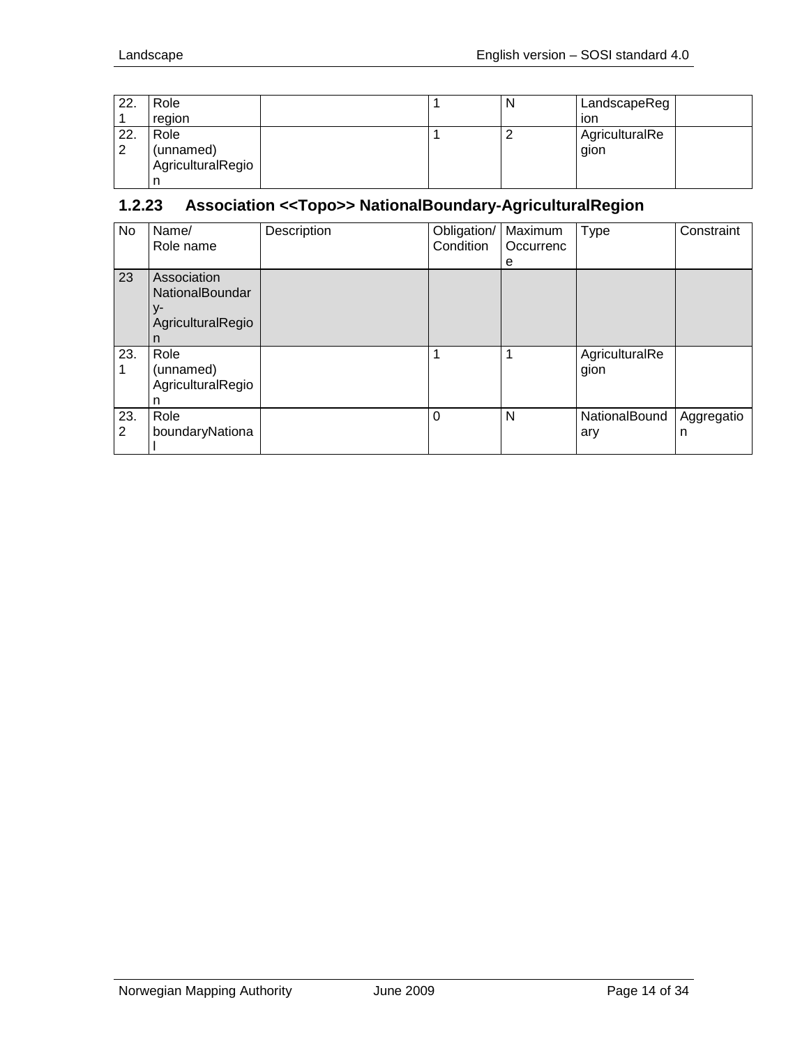| | | | | | | |
|---|---|---|---|---|---|---|
| 22.1 | Role region | | 1 | N | LandscapeRegion | |
| 22.2 | Role (unnamed) AgriculturalRegion | | 1 | 2 | AgriculturalRegion | |

### 1.2.23 Association <<Topo>> NationalBoundary-AgriculturalRegion

| No | Name/ Role name | Description | Obligation/ Condition | Maximum Occurrence | Type | Constraint |
|---|---|---|---|---|---|---|
| 23 | Association NationalBoundary-AgriculturalRegion | | | | | |
| 23.1 | Role (unnamed) AgriculturalRegion | | 1 | 1 | AgriculturalRegion | |
| 23.2 | Role boundaryNational | | 0 | N | NationalBoundary | Aggregation |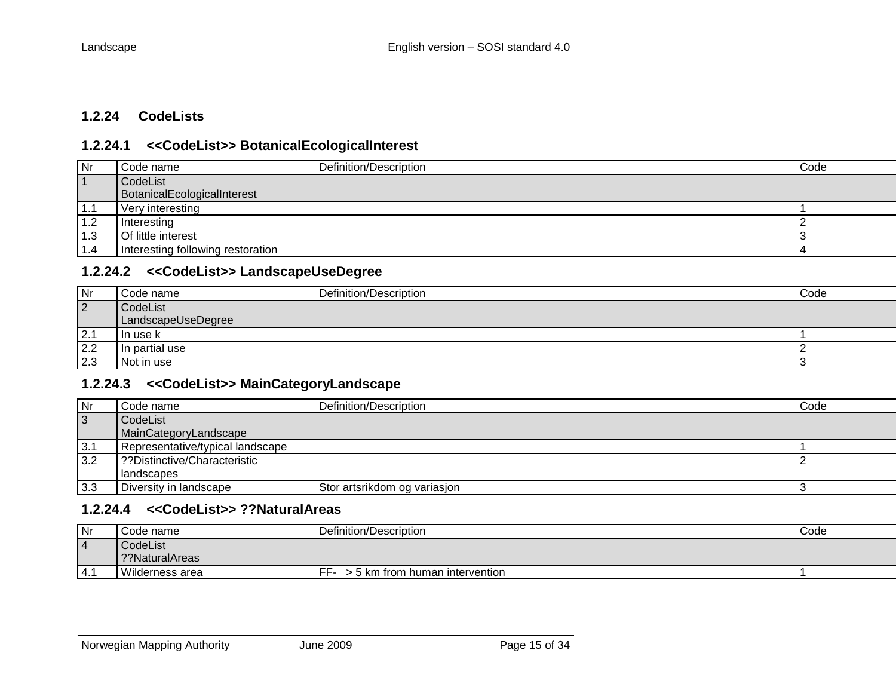### 1.2.24 CodeLists

#### 1.2.24.1 <<CodeList>> BotanicalEcologicalInterest

| Nr | Code name | Definition/Description | Code |
|---|---|---|---|
| 1 | CodeList BotanicalEcologicalInterest | | |
| 1.1 | Very interesting | | 1 |
| 1.2 | Interesting | | 2 |
| 1.3 | Of little interest | | 3 |
| 1.4 | Interesting following restoration | | 4 |

#### 1.2.24.2 <<CodeList>> LandscapeUseDegree

| Nr | Code name | Definition/Description | Code |
|---|---|---|---|
| 2 | CodeList LandscapeUseDegree | | |
| 2.1 | In use k | | 1 |
| 2.2 | In partial use | | 2 |
| 2.3 | Not in use | | 3 |

#### 1.2.24.3 <<CodeList>> MainCategoryLandscape

| Nr | Code name | Definition/Description | Code |
|---|---|---|---|
| 3 | CodeList MainCategoryLandscape | | |
| 3.1 | Representative/typical landscape | | 1 |
| 3.2 | ??Distinctive/Characteristic landscapes | | 2 |
| 3.3 | Diversity in landscape | Stor artsrikdom og variasjon | 3 |

#### 1.2.24.4 <<CodeList>> ??NaturalAreas

| Nr | Code name | Definition/Description | Code |
|---|---|---|---|
| 4 | CodeList ??NaturalAreas | | |
| 4.1 | Wilderness area | FF- > 5 km from human intervention | 1 |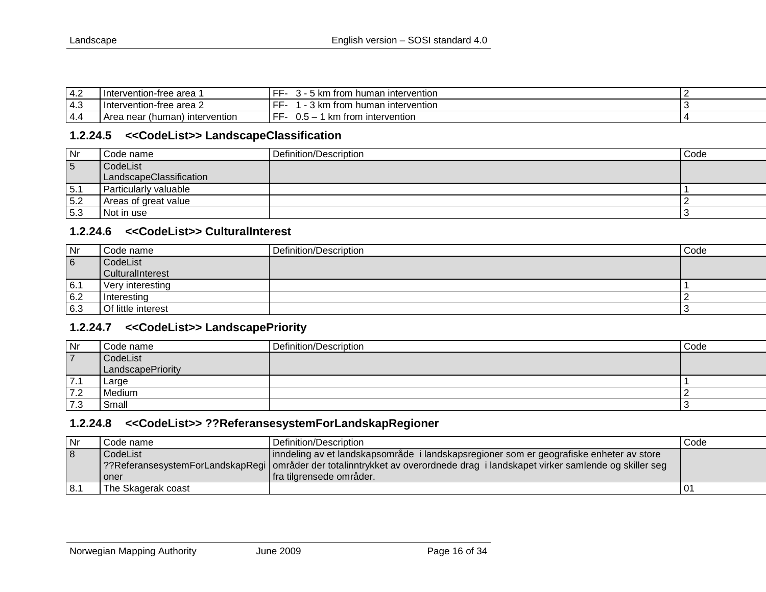| 4.2 | Intervention-free area 1 | FF- 3 - 5 km from human intervention | 2 |
|---|---|---|---|
| 4.3 | Intervention-free area 2 | FF- 1 - 3 km from human intervention | 3 |
| 4.4 | Area near (human) intervention | FF- 0.5 – 1 km from intervention | 4 |

### 1.2.24.5 <<CodeList>> LandscapeClassification

| Nr | Code name | Definition/Description | Code |
|---|---|---|---|
| 5 | CodeList LandscapeClassification | | |
| 5.1 | Particularly valuable | | 1 |
| 5.2 | Areas of great value | | 2 |
| 5.3 | Not in use | | 3 |

### 1.2.24.6 <<CodeList>> CulturalInterest

| Nr | Code name | Definition/Description | Code |
|---|---|---|---|
| 6 | CodeList CulturalInterest | | |
| 6.1 | Very interesting | | 1 |
| 6.2 | Interesting | | 2 |
| 6.3 | Of little interest | | 3 |

### 1.2.24.7 <<CodeList>> LandscapePriority

| Nr | Code name | Definition/Description | Code |
|---|---|---|---|
| 7 | CodeList LandscapePriority | | |
| 7.1 | Large | | 1 |
| 7.2 | Medium | | 2 |
| 7.3 | Small | | 3 |

### 1.2.24.8 <<CodeList>> ??ReferansesystemForLandskapRegioner

| Nr | Code name | Definition/Description | Code |
|---|---|---|---|
| 8 | CodeList ??ReferansesystemForLandskapRegioner | inndeling av et landskapsområde i landskapsregioner som er geografiske enheter av store områder der totalinntrykket av overordnede drag i landskapet virker samlende og skiller seg fra tilgrensede områder. | |
| 8.1 | The Skagerak coast | | 01 |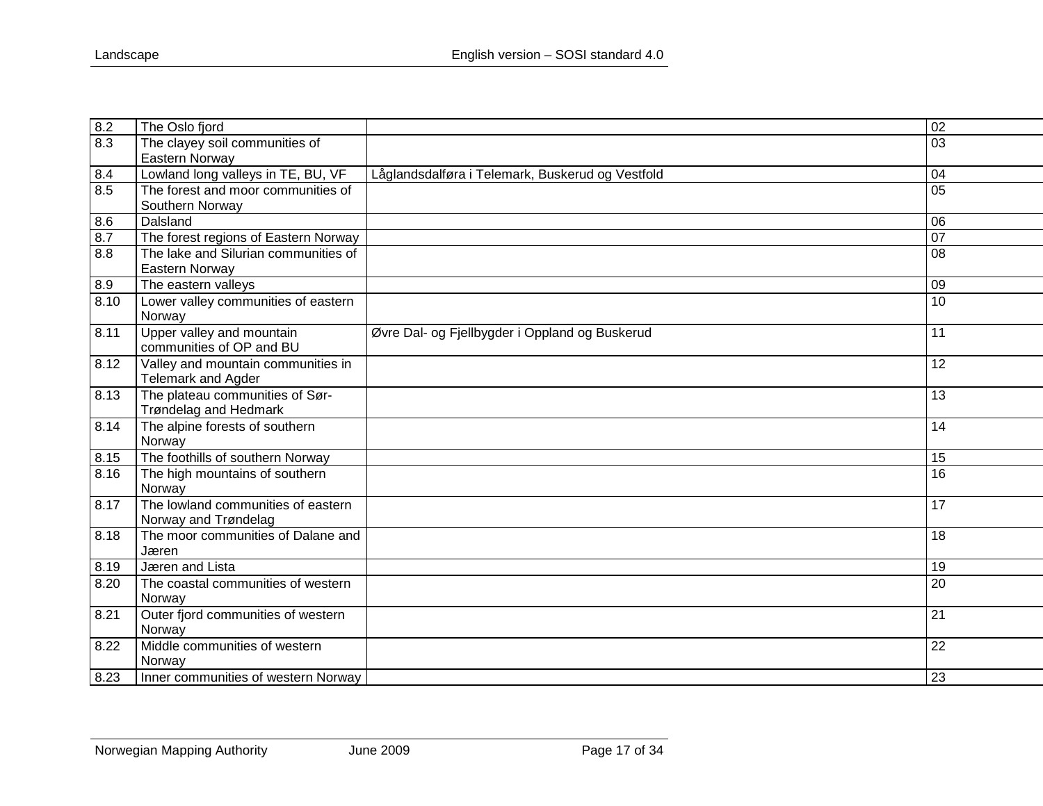| 8.2 | The Oslo fjord | | 02 |
|---|---|---|---|
| 8.3 | The clayey soil communities of Eastern Norway | | 03 |
| 8.4 | Lowland long valleys in TE, BU, VF | Låglandsdalføra i Telemark, Buskerud og Vestfold | 04 |
| 8.5 | The forest and moor communities of Southern Norway | | 05 |
| 8.6 | Dalsland | | 06 |
| 8.7 | The forest regions of Eastern Norway | | 07 |
| 8.8 | The lake and Silurian communities of Eastern Norway | | 08 |
| 8.9 | The eastern valleys | | 09 |
| 8.10 | Lower valley communities of eastern Norway | | 10 |
| 8.11 | Upper valley and mountain communities of OP and BU | Øvre Dal- og Fjellbygder i Oppland og Buskerud | 11 |
| 8.12 | Valley and mountain communities in Telemark and Agder | | 12 |
| 8.13 | The plateau communities of Sør-Trøndelag and Hedmark | | 13 |
| 8.14 | The alpine forests of southern Norway | | 14 |
| 8.15 | The foothills of southern Norway | | 15 |
| 8.16 | The high mountains of southern Norway | | 16 |
| 8.17 | The lowland communities of eastern Norway and Trøndelag | | 17 |
| 8.18 | The moor communities of Dalane and Jæren | | 18 |
| 8.19 | Jæren and Lista | | 19 |
| 8.20 | The coastal communities of western Norway | | 20 |
| 8.21 | Outer fjord communities of western Norway | | 21 |
| 8.22 | Middle communities of western Norway | | 22 |
| 8.23 | Inner communities of western Norway | | 23 |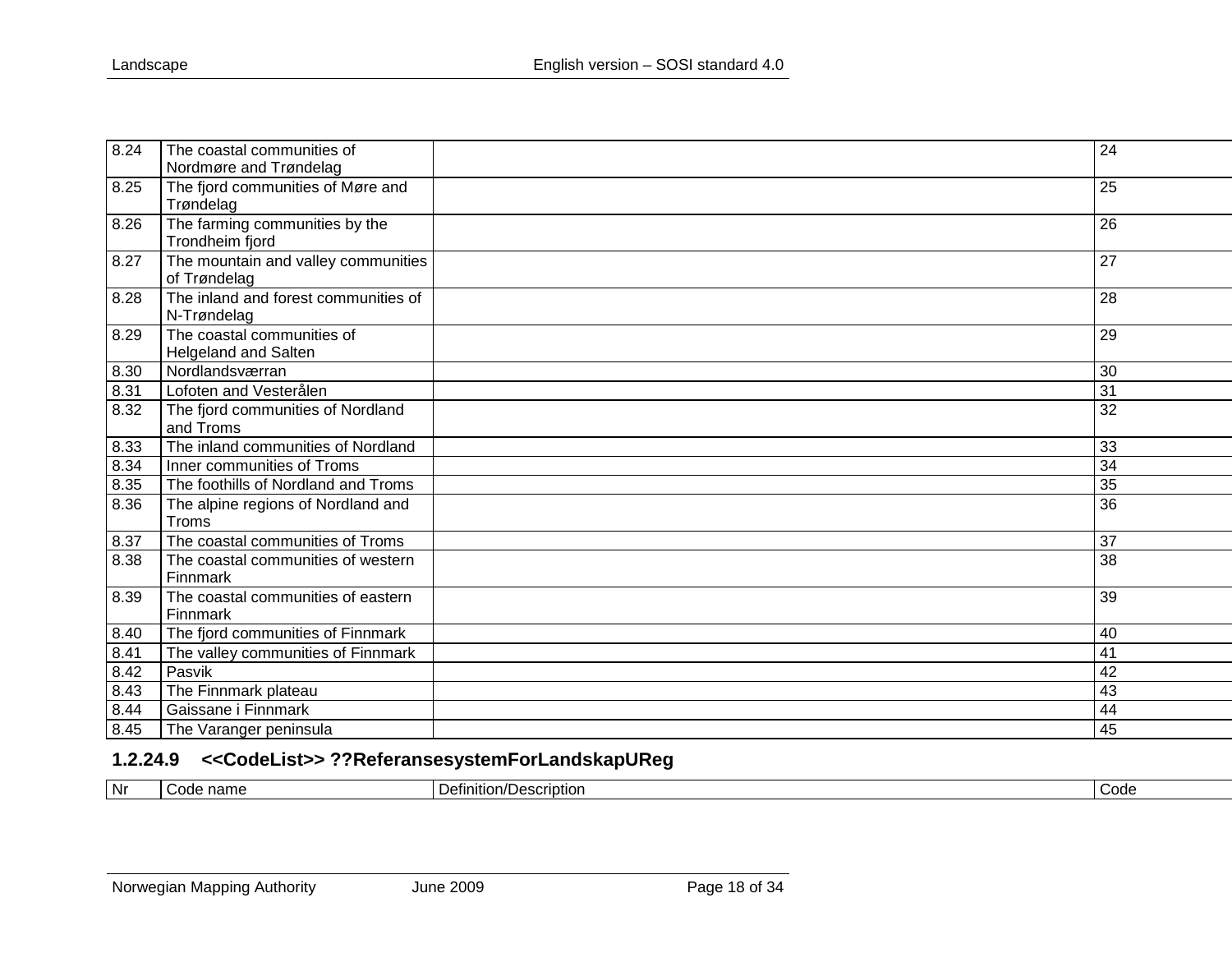| | | | |
|---|---|---|---|
| 8.24 | The coastal communities of Nordmøre and Trøndelag | | 24 |
| 8.25 | The fjord communities of Møre and Trøndelag | | 25 |
| 8.26 | The farming communities by the Trondheim fjord | | 26 |
| 8.27 | The mountain and valley communities of Trøndelag | | 27 |
| 8.28 | The inland and forest communities of N-Trøndelag | | 28 |
| 8.29 | The coastal communities of Helgeland and Salten | | 29 |
| 8.30 | Nordlandsværran | | 30 |
| 8.31 | Lofoten and Vesterålen | | 31 |
| 8.32 | The fjord communities of Nordland and Troms | | 32 |
| 8.33 | The inland communities of Nordland | | 33 |
| 8.34 | Inner communities of Troms | | 34 |
| 8.35 | The foothills of Nordland and Troms | | 35 |
| 8.36 | The alpine regions of Nordland and Troms | | 36 |
| 8.37 | The coastal communities of Troms | | 37 |
| 8.38 | The coastal communities of western Finnmark | | 38 |
| 8.39 | The coastal communities of eastern Finnmark | | 39 |
| 8.40 | The fjord communities of Finnmark | | 40 |
| 8.41 | The valley communities of Finnmark | | 41 |
| 8.42 | Pasvik | | 42 |
| 8.43 | The Finnmark plateau | | 43 |
| 8.44 | Gaissane i Finnmark | | 44 |
| 8.45 | The Varanger peninsula | | 45 |

### 1.2.24.9 <<CodeList>> ??ReferansesystemForLandskapUReg

| Nr | Code name | Definition/Description | Code |
|---|---|---|---|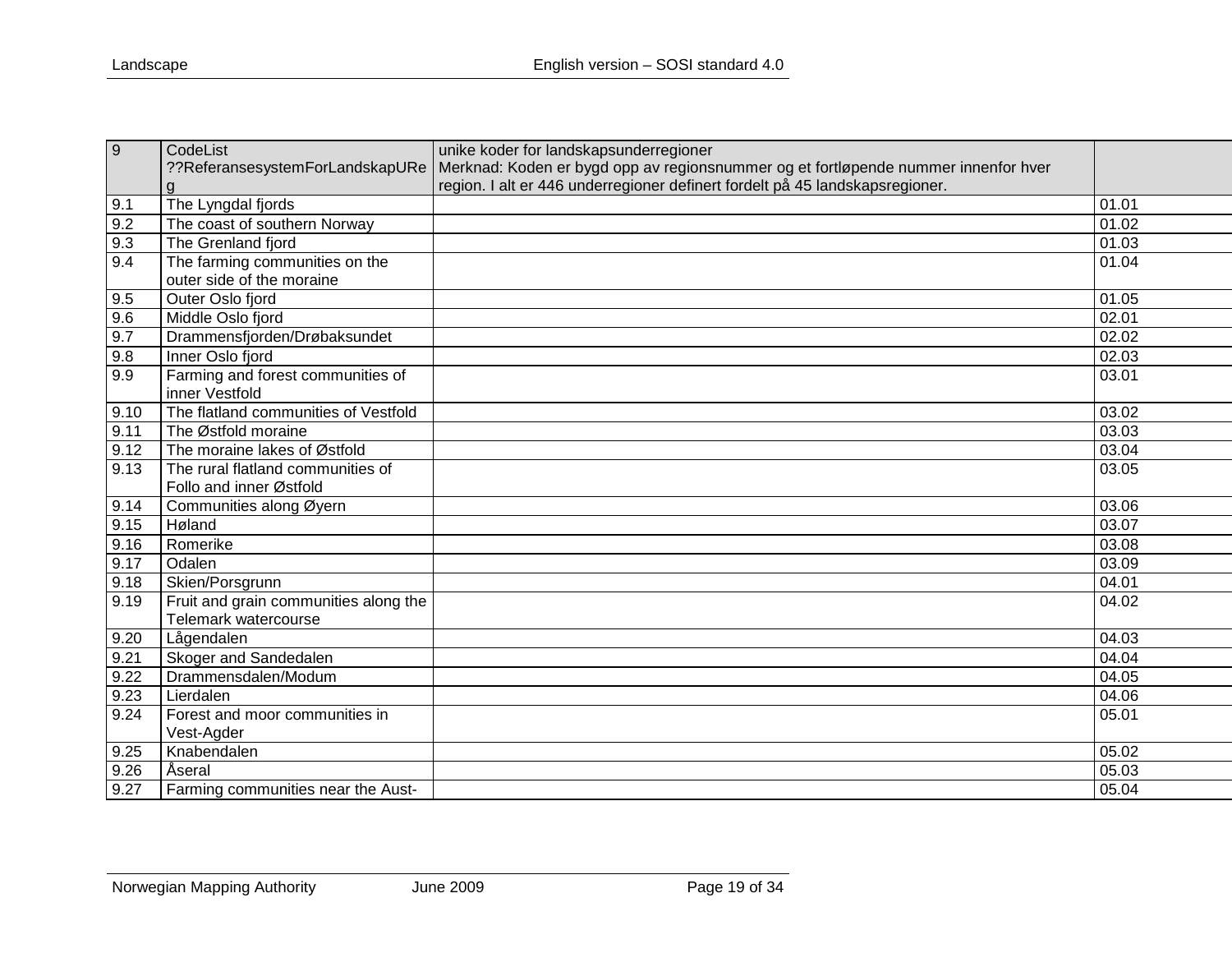| 9 | CodeList ??ReferansesystemForLandskapUReg | unike koder for landskapsunderregioner Merknad: Koden er bygd opp av regionsnummer og et fortløpende nummer innenfor hver region. I alt er 446 underregioner definert fordelt på 45 landskapsregioner. | |
|---|---|---|---|
| 9.1 | The Lyngdal fjords | | 01.01 |
| 9.2 | The coast of southern Norway | | 01.02 |
| 9.3 | The Grenland fjord | | 01.03 |
| 9.4 | The farming communities on the outer side of the moraine | | 01.04 |
| 9.5 | Outer Oslo fjord | | 01.05 |
| 9.6 | Middle Oslo fjord | | 02.01 |
| 9.7 | Drammensfjorden/Drøbaksundet | | 02.02 |
| 9.8 | Inner Oslo fjord | | 02.03 |
| 9.9 | Farming and forest communities of inner Vestfold | | 03.01 |
| 9.10 | The flatland communities of Vestfold | | 03.02 |
| 9.11 | The Østfold moraine | | 03.03 |
| 9.12 | The moraine lakes of Østfold | | 03.04 |
| 9.13 | The rural flatland communities of Follo and inner Østfold | | 03.05 |
| 9.14 | Communities along Øyern | | 03.06 |
| 9.15 | Høland | | 03.07 |
| 9.16 | Romerike | | 03.08 |
| 9.17 | Odalen | | 03.09 |
| 9.18 | Skien/Porsgrunn | | 04.01 |
| 9.19 | Fruit and grain communities along the Telemark watercourse | | 04.02 |
| 9.20 | Lågendalen | | 04.03 |
| 9.21 | Skoger and Sandedalen | | 04.04 |
| 9.22 | Drammensdalen/Modum | | 04.05 |
| 9.23 | Lierdalen | | 04.06 |
| 9.24 | Forest and moor communities in Vest-Agder | | 05.01 |
| 9.25 | Knabendalen | | 05.02 |
| 9.26 | Åseral | | 05.03 |
| 9.27 | Farming communities near the Aust- | | 05.04 |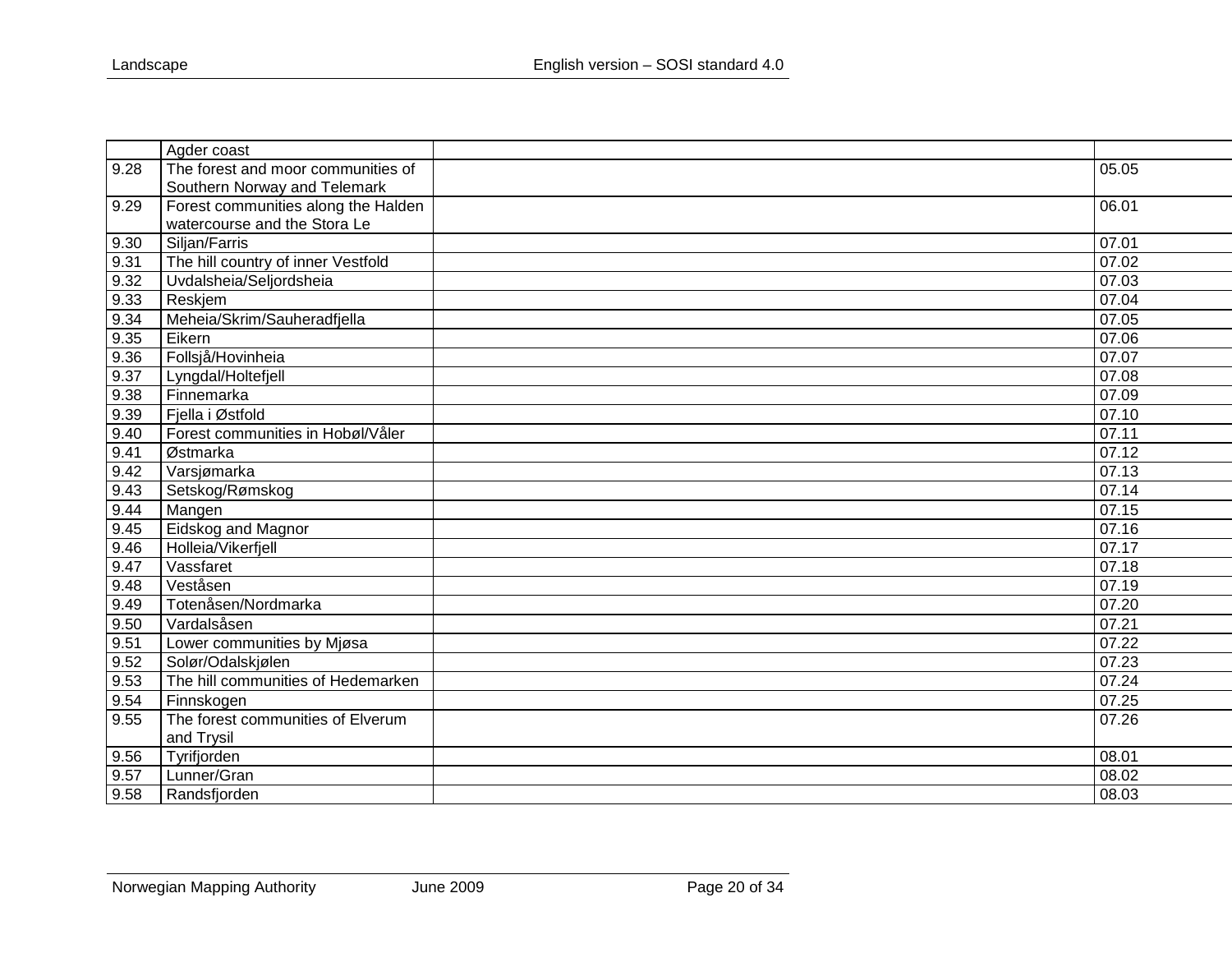|  | Agder coast |  |  |
|---|---|---|---|
| 9.28 | The forest and moor communities of Southern Norway and Telemark |  | 05.05 |
| 9.29 | Forest communities along the Halden watercourse and the Stora Le |  | 06.01 |
| 9.30 | Siljan/Farris |  | 07.01 |
| 9.31 | The hill country of inner Vestfold |  | 07.02 |
| 9.32 | Uvdalsheia/Seljordsheia |  | 07.03 |
| 9.33 | Reskjem |  | 07.04 |
| 9.34 | Meheia/Skrim/Sauheradfjella |  | 07.05 |
| 9.35 | Eikern |  | 07.06 |
| 9.36 | Follsjå/Hovinheia |  | 07.07 |
| 9.37 | Lyngdal/Holtefjell |  | 07.08 |
| 9.38 | Finnemarka |  | 07.09 |
| 9.39 | Fjella i Østfold |  | 07.10 |
| 9.40 | Forest communities in Hobøl/Våler |  | 07.11 |
| 9.41 | Østmarka |  | 07.12 |
| 9.42 | Varsjømarka |  | 07.13 |
| 9.43 | Setskog/Rømskog |  | 07.14 |
| 9.44 | Mangen |  | 07.15 |
| 9.45 | Eidskog and Magnor |  | 07.16 |
| 9.46 | Holleia/Vikerfjell |  | 07.17 |
| 9.47 | Vassfaret |  | 07.18 |
| 9.48 | Veståsen |  | 07.19 |
| 9.49 | Totenåsen/Nordmarka |  | 07.20 |
| 9.50 | Vardalsåsen |  | 07.21 |
| 9.51 | Lower communities by Mjøsa |  | 07.22 |
| 9.52 | Solør/Odalskjølen |  | 07.23 |
| 9.53 | The hill communities of Hedemarken |  | 07.24 |
| 9.54 | Finnskogen |  | 07.25 |
| 9.55 | The forest communities of Elverum and Trysil |  | 07.26 |
| 9.56 | Tyrifjorden |  | 08.01 |
| 9.57 | Lunner/Gran |  | 08.02 |
| 9.58 | Randsfjorden |  | 08.03 |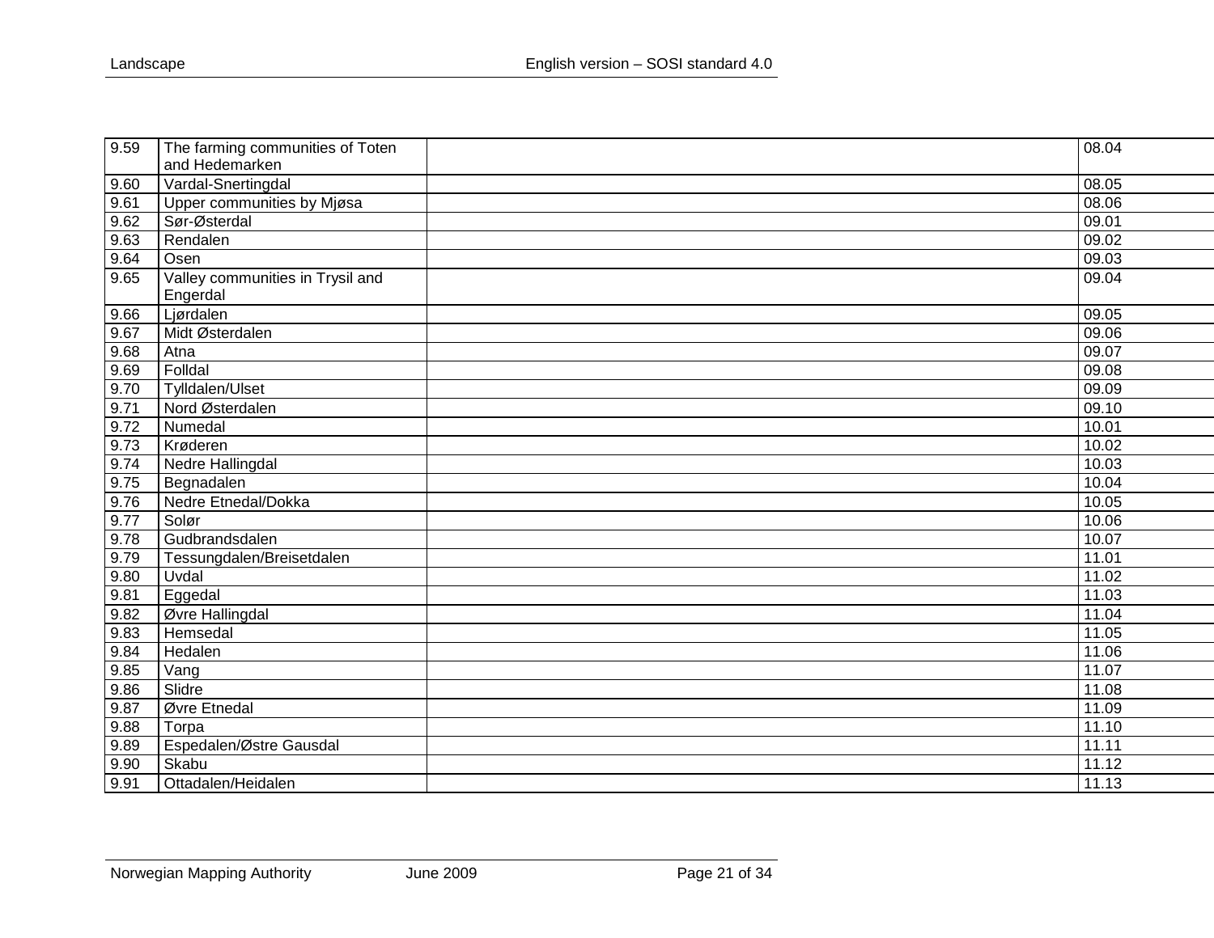| | | | |
|---|---|---|---|
| 9.59 | The farming communities of Toten and Hedemarken | | 08.04 |
| 9.60 | Vardal-Snertingdal | | 08.05 |
| 9.61 | Upper communities by Mjøsa | | 08.06 |
| 9.62 | Sør-Østerdal | | 09.01 |
| 9.63 | Rendalen | | 09.02 |
| 9.64 | Osen | | 09.03 |
| 9.65 | Valley communities in Trysil and Engerdal | | 09.04 |
| 9.66 | Ljørdalen | | 09.05 |
| 9.67 | Midt Østerdalen | | 09.06 |
| 9.68 | Atna | | 09.07 |
| 9.69 | Folldal | | 09.08 |
| 9.70 | Tylldalen/Ulset | | 09.09 |
| 9.71 | Nord Østerdalen | | 09.10 |
| 9.72 | Numedal | | 10.01 |
| 9.73 | Krøderen | | 10.02 |
| 9.74 | Nedre Hallingdal | | 10.03 |
| 9.75 | Begnadalen | | 10.04 |
| 9.76 | Nedre Etnedal/Dokka | | 10.05 |
| 9.77 | Solør | | 10.06 |
| 9.78 | Gudbrandsdalen | | 10.07 |
| 9.79 | Tessungdalen/Breisetdalen | | 11.01 |
| 9.80 | Uvdal | | 11.02 |
| 9.81 | Eggedal | | 11.03 |
| 9.82 | Øvre Hallingdal | | 11.04 |
| 9.83 | Hemsedal | | 11.05 |
| 9.84 | Hedalen | | 11.06 |
| 9.85 | Vang | | 11.07 |
| 9.86 | Slidre | | 11.08 |
| 9.87 | Øvre Etnedal | | 11.09 |
| 9.88 | Torpa | | 11.10 |
| 9.89 | Espedalen/Østre Gausdal | | 11.11 |
| 9.90 | Skabu | | 11.12 |
| 9.91 | Ottadalen/Heidalen | | 11.13 |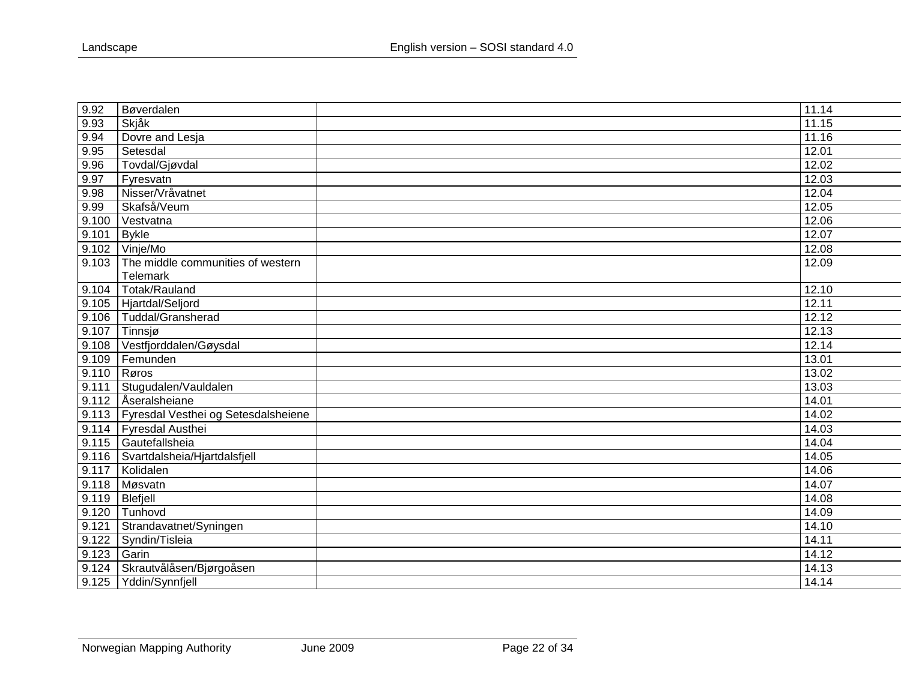| | | | |
|---|---|---|---|
| 9.92 | Bøverdalen | | 11.14 |
| 9.93 | Skjåk | | 11.15 |
| 9.94 | Dovre and Lesja | | 11.16 |
| 9.95 | Setesdal | | 12.01 |
| 9.96 | Tovdal/Gjøvdal | | 12.02 |
| 9.97 | Fyresvatn | | 12.03 |
| 9.98 | Nisser/Vråvatnet | | 12.04 |
| 9.99 | Skafså/Veum | | 12.05 |
| 9.100 | Vestvatna | | 12.06 |
| 9.101 | Bykle | | 12.07 |
| 9.102 | Vinje/Mo | | 12.08 |
| 9.103 | The middle communities of western Telemark | | 12.09 |
| 9.104 | Totak/Rauland | | 12.10 |
| 9.105 | Hjartdal/Seljord | | 12.11 |
| 9.106 | Tuddal/Gransherad | | 12.12 |
| 9.107 | Tinnsjø | | 12.13 |
| 9.108 | Vestfjorddalen/Gøysdal | | 12.14 |
| 9.109 | Femunden | | 13.01 |
| 9.110 | Røros | | 13.02 |
| 9.111 | Stugudalen/Vauldalen | | 13.03 |
| 9.112 | Åseralsheiane | | 14.01 |
| 9.113 | Fyresdal Vesthei og Setesdalsheiene | | 14.02 |
| 9.114 | Fyresdal Austhei | | 14.03 |
| 9.115 | Gautefallsheia | | 14.04 |
| 9.116 | Svartdalsheia/Hjartdalsfjell | | 14.05 |
| 9.117 | Kolidalen | | 14.06 |
| 9.118 | Møsvatn | | 14.07 |
| 9.119 | Blefjell | | 14.08 |
| 9.120 | Tunhovd | | 14.09 |
| 9.121 | Strandavatnet/Syningen | | 14.10 |
| 9.122 | Syndin/Tisleia | | 14.11 |
| 9.123 | Garin | | 14.12 |
| 9.124 | Skrautvålåsen/Bjørgoåsen | | 14.13 |
| 9.125 | Yddin/Synnfjell | | 14.14 |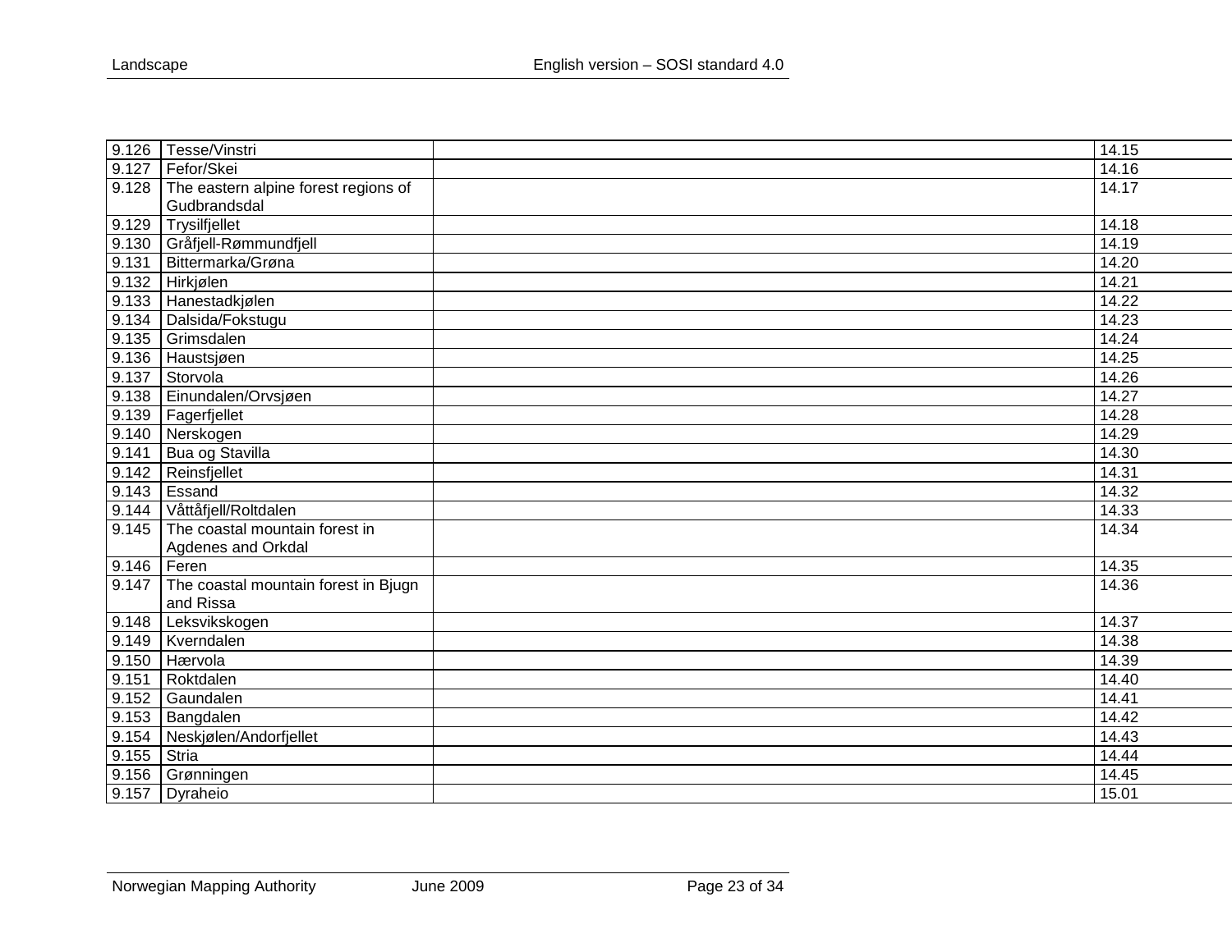| | | | |
|---|---|---|---|
| 9.126 | Tesse/Vinstri | | 14.15 |
| 9.127 | Fefor/Skei | | 14.16 |
| 9.128 | The eastern alpine forest regions of Gudbrandsdal | | 14.17 |
| 9.129 | Trysilfjellet | | 14.18 |
| 9.130 | Gråfjell-Rømmundfjell | | 14.19 |
| 9.131 | Bittermarka/Grøna | | 14.20 |
| 9.132 | Hirkjølen | | 14.21 |
| 9.133 | Hanestadkjølen | | 14.22 |
| 9.134 | Dalsida/Fokstugu | | 14.23 |
| 9.135 | Grimsdalen | | 14.24 |
| 9.136 | Haustsjøen | | 14.25 |
| 9.137 | Storvola | | 14.26 |
| 9.138 | Einundalen/Orvsjøen | | 14.27 |
| 9.139 | Fagerfjellet | | 14.28 |
| 9.140 | Nerskogen | | 14.29 |
| 9.141 | Bua og Stavilla | | 14.30 |
| 9.142 | Reinsfjellet | | 14.31 |
| 9.143 | Essand | | 14.32 |
| 9.144 | Våttåfjell/Roltdalen | | 14.33 |
| 9.145 | The coastal mountain forest in Agdenes and Orkdal | | 14.34 |
| 9.146 | Feren | | 14.35 |
| 9.147 | The coastal mountain forest in Bjugn and Rissa | | 14.36 |
| 9.148 | Leksvikskogen | | 14.37 |
| 9.149 | Kverndalen | | 14.38 |
| 9.150 | Hærvola | | 14.39 |
| 9.151 | Roktdalen | | 14.40 |
| 9.152 | Gaundalen | | 14.41 |
| 9.153 | Bangdalen | | 14.42 |
| 9.154 | Neskjølen/Andorfjellet | | 14.43 |
| 9.155 | Stria | | 14.44 |
| 9.156 | Grønningen | | 14.45 |
| 9.157 | Dyraheio | | 15.01 |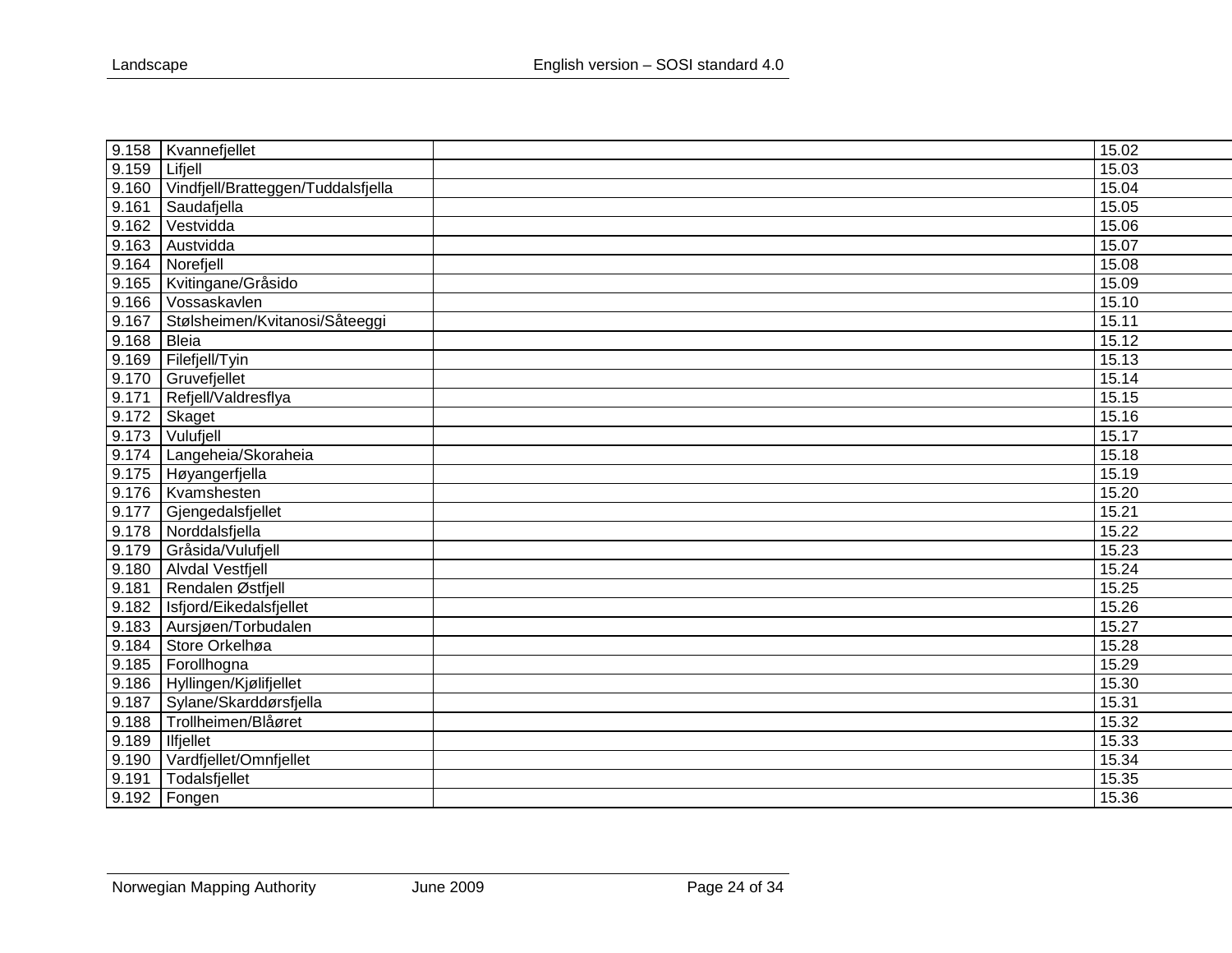| | | | |
|---|---|---|---|
| 9.158 | Kvannefjellet | | 15.02 |
| 9.159 | Lifjell | | 15.03 |
| 9.160 | Vindfjell/Bratteggen/Tuddalsfjella | | 15.04 |
| 9.161 | Saudafjella | | 15.05 |
| 9.162 | Vestvidda | | 15.06 |
| 9.163 | Austvidda | | 15.07 |
| 9.164 | Norefjell | | 15.08 |
| 9.165 | Kvitingane/Gråsido | | 15.09 |
| 9.166 | Vossaskavlen | | 15.10 |
| 9.167 | Stølsheimen/Kvitanosi/Såteeggi | | 15.11 |
| 9.168 | Bleia | | 15.12 |
| 9.169 | Filefjell/Tyin | | 15.13 |
| 9.170 | Gruvefjellet | | 15.14 |
| 9.171 | Refjell/Valdresflya | | 15.15 |
| 9.172 | Skaget | | 15.16 |
| 9.173 | Vulufjell | | 15.17 |
| 9.174 | Langeheia/Skoraheia | | 15.18 |
| 9.175 | Høyangerfjella | | 15.19 |
| 9.176 | Kvamshesten | | 15.20 |
| 9.177 | Gjengedalsfjellet | | 15.21 |
| 9.178 | Norddalsfjella | | 15.22 |
| 9.179 | Gråsida/Vulufjell | | 15.23 |
| 9.180 | Alvdal Vestfjell | | 15.24 |
| 9.181 | Rendalen Østfjell | | 15.25 |
| 9.182 | Isfjord/Eikedalsfjellet | | 15.26 |
| 9.183 | Aursjøen/Torbudalen | | 15.27 |
| 9.184 | Store Orkelhøa | | 15.28 |
| 9.185 | Forollhogna | | 15.29 |
| 9.186 | Hyllingen/Kjølifjellet | | 15.30 |
| 9.187 | Sylane/Skarddørsfjella | | 15.31 |
| 9.188 | Trollheimen/Blåøret | | 15.32 |
| 9.189 | Ilfjellet | | 15.33 |
| 9.190 | Vardfjellet/Omnfjellet | | 15.34 |
| 9.191 | Todalsfjellet | | 15.35 |
| 9.192 | Fongen | | 15.36 |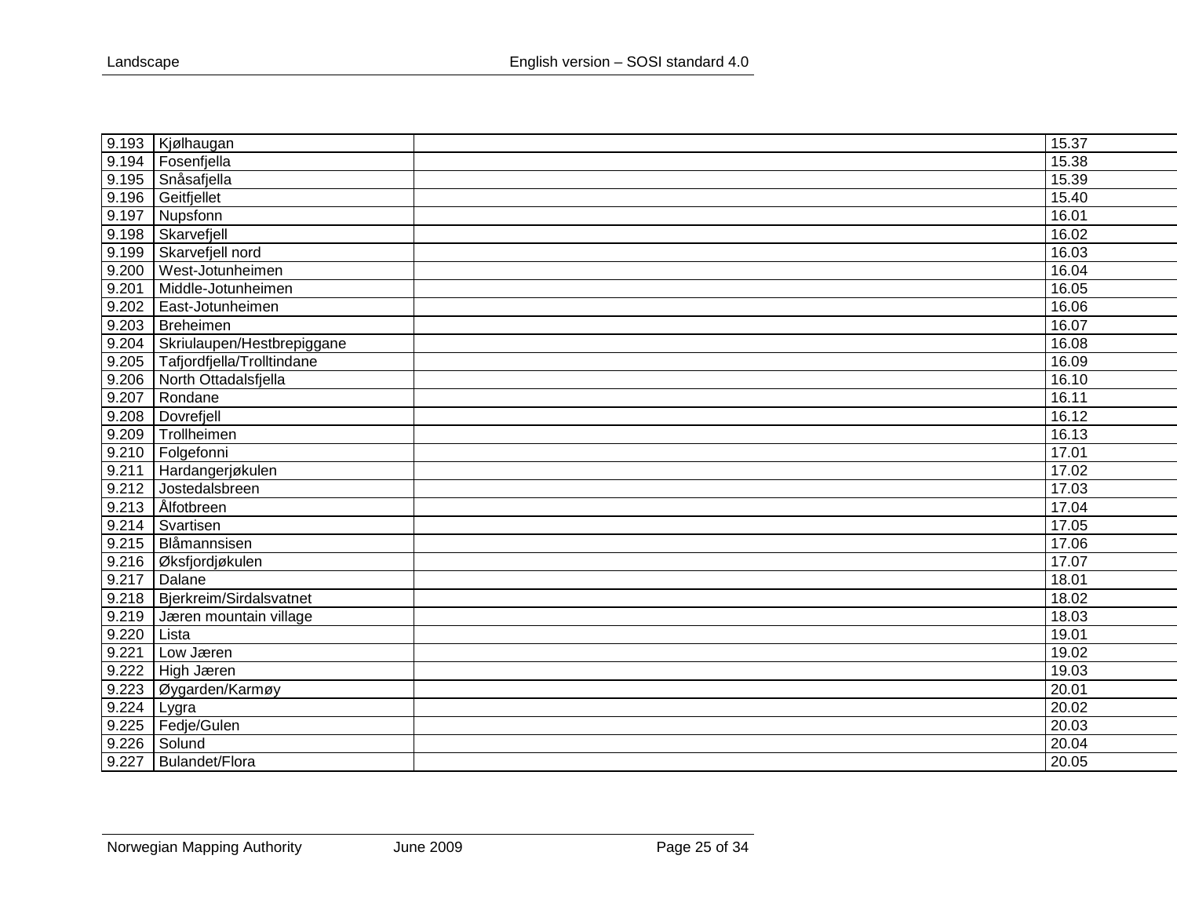| | | | |
|---|---|---|---|
| 9.193 | Kjølhaugan | | 15.37 |
| 9.194 | Fosenfjella | | 15.38 |
| 9.195 | Snåsafjella | | 15.39 |
| 9.196 | Geitfjellet | | 15.40 |
| 9.197 | Nupsfonn | | 16.01 |
| 9.198 | Skarvefjell | | 16.02 |
| 9.199 | Skarvefjell nord | | 16.03 |
| 9.200 | West-Jotunheimen | | 16.04 |
| 9.201 | Middle-Jotunheimen | | 16.05 |
| 9.202 | East-Jotunheimen | | 16.06 |
| 9.203 | Breheimen | | 16.07 |
| 9.204 | Skriulaupen/Hestbrepiggane | | 16.08 |
| 9.205 | Tafjordfjella/Trolltindane | | 16.09 |
| 9.206 | North Ottadalsfjella | | 16.10 |
| 9.207 | Rondane | | 16.11 |
| 9.208 | Dovrefjell | | 16.12 |
| 9.209 | Trollheimen | | 16.13 |
| 9.210 | Folgefonni | | 17.01 |
| 9.211 | Hardangerjøkulen | | 17.02 |
| 9.212 | Jostedalsbreen | | 17.03 |
| 9.213 | Ålfotbreen | | 17.04 |
| 9.214 | Svartisen | | 17.05 |
| 9.215 | Blåmannsisen | | 17.06 |
| 9.216 | Øksfjordjøkulen | | 17.07 |
| 9.217 | Dalane | | 18.01 |
| 9.218 | Bjerkreim/Sirdalsvatnet | | 18.02 |
| 9.219 | Jæren mountain village | | 18.03 |
| 9.220 | Lista | | 19.01 |
| 9.221 | Low Jæren | | 19.02 |
| 9.222 | High Jæren | | 19.03 |
| 9.223 | Øygarden/Karmøy | | 20.01 |
| 9.224 | Lygra | | 20.02 |
| 9.225 | Fedje/Gulen | | 20.03 |
| 9.226 | Solund | | 20.04 |
| 9.227 | Bulandet/Flora | | 20.05 |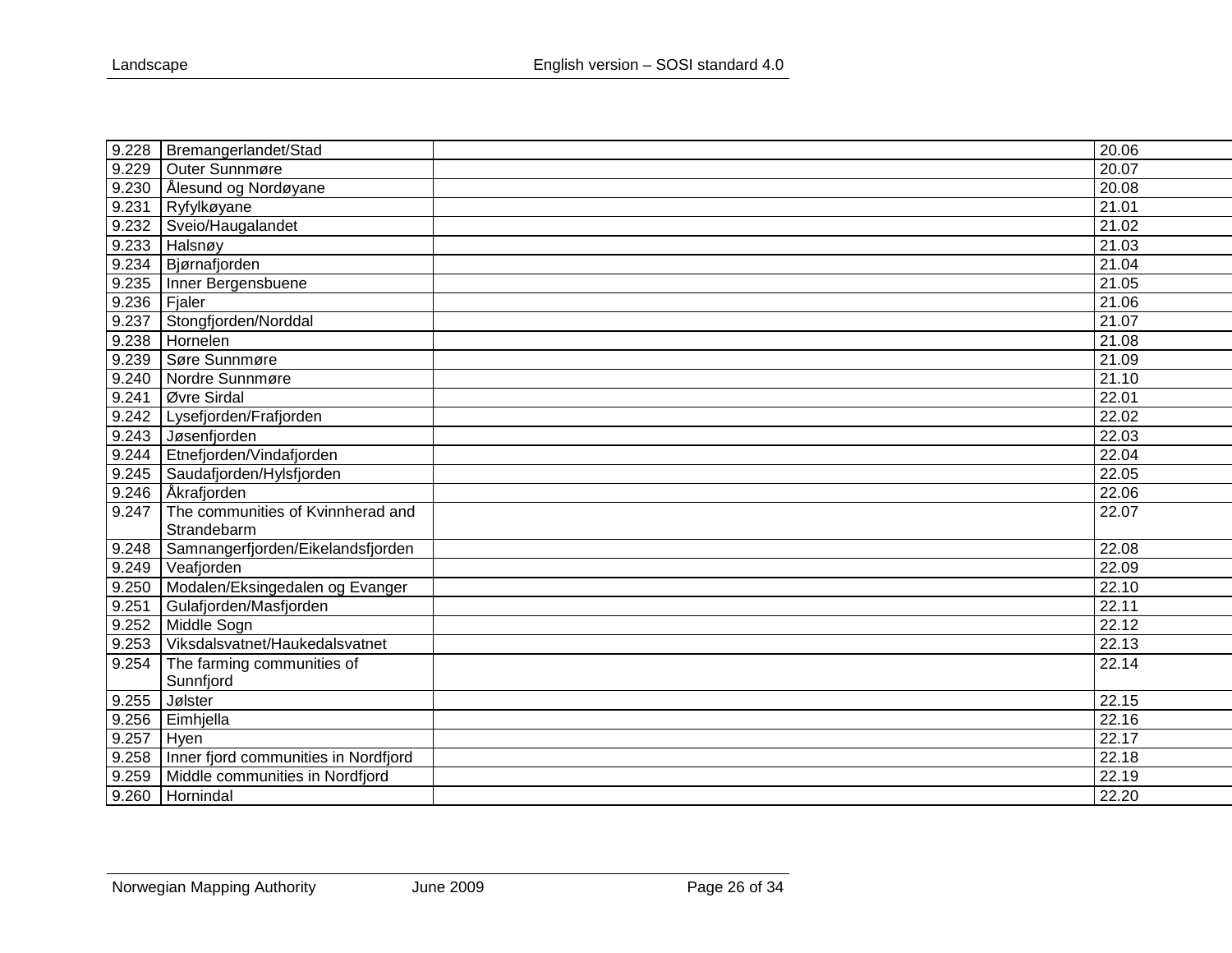| | | | |
|---|---|---|---|
| 9.228 | Bremangerlandet/Stad | | 20.06 |
| 9.229 | Outer Sunnmøre | | 20.07 |
| 9.230 | Ålesund og Nordøyane | | 20.08 |
| 9.231 | Ryfylkøyane | | 21.01 |
| 9.232 | Sveio/Haugalandet | | 21.02 |
| 9.233 | Halsnøy | | 21.03 |
| 9.234 | Bjørnafjorden | | 21.04 |
| 9.235 | Inner Bergensbuene | | 21.05 |
| 9.236 | Fjaler | | 21.06 |
| 9.237 | Stongfjorden/Norddal | | 21.07 |
| 9.238 | Hornelen | | 21.08 |
| 9.239 | Søre Sunnmøre | | 21.09 |
| 9.240 | Nordre Sunnmøre | | 21.10 |
| 9.241 | Øvre Sirdal | | 22.01 |
| 9.242 | Lysefjorden/Frafjorden | | 22.02 |
| 9.243 | Jøsenfjorden | | 22.03 |
| 9.244 | Etnefjorden/Vindafjorden | | 22.04 |
| 9.245 | Saudafjorden/Hylsfjorden | | 22.05 |
| 9.246 | Åkrafjorden | | 22.06 |
| 9.247 | The communities of Kvinnherad and Strandebarm | | 22.07 |
| 9.248 | Samnangerfjorden/Eikelandsfjorden | | 22.08 |
| 9.249 | Veafjorden | | 22.09 |
| 9.250 | Modalen/Eksingedalen og Evanger | | 22.10 |
| 9.251 | Gulafjorden/Masfjorden | | 22.11 |
| 9.252 | Middle Sogn | | 22.12 |
| 9.253 | Viksdalsvatnet/Haukedalsvatnet | | 22.13 |
| 9.254 | The farming communities of Sunnfjord | | 22.14 |
| 9.255 | Jølster | | 22.15 |
| 9.256 | Eimhjella | | 22.16 |
| 9.257 | Hyen | | 22.17 |
| 9.258 | Inner fjord communities in Nordfjord | | 22.18 |
| 9.259 | Middle communities in Nordfjord | | 22.19 |
| 9.260 | Hornindal | | 22.20 |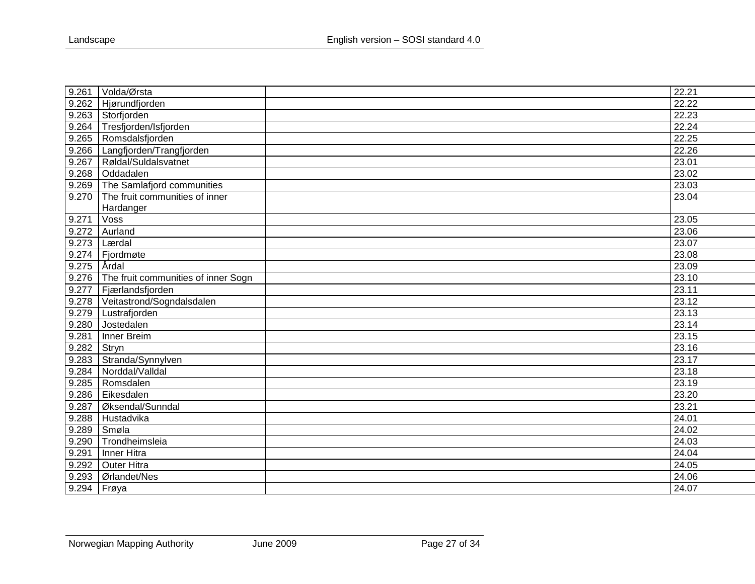| | | | |
|---|---|---|---|
| 9.261 | Volda/Ørsta | | 22.21 |
| 9.262 | Hjørundfjorden | | 22.22 |
| 9.263 | Storfjorden | | 22.23 |
| 9.264 | Tresfjorden/Isfjorden | | 22.24 |
| 9.265 | Romsdalsfjorden | | 22.25 |
| 9.266 | Langfjorden/Trangfjorden | | 22.26 |
| 9.267 | Røldal/Suldalsvatnet | | 23.01 |
| 9.268 | Oddadalen | | 23.02 |
| 9.269 | The Samlafjord communities | | 23.03 |
| 9.270 | The fruit communities of inner Hardanger | | 23.04 |
| 9.271 | Voss | | 23.05 |
| 9.272 | Aurland | | 23.06 |
| 9.273 | Lærdal | | 23.07 |
| 9.274 | Fjordmøte | | 23.08 |
| 9.275 | Årdal | | 23.09 |
| 9.276 | The fruit communities of inner Sogn | | 23.10 |
| 9.277 | Fjærlandsfjorden | | 23.11 |
| 9.278 | Veitastrond/Sogndalsdalen | | 23.12 |
| 9.279 | Lustrafjorden | | 23.13 |
| 9.280 | Jostedalen | | 23.14 |
| 9.281 | Inner Breim | | 23.15 |
| 9.282 | Stryn | | 23.16 |
| 9.283 | Stranda/Synnylven | | 23.17 |
| 9.284 | Norddal/Valldal | | 23.18 |
| 9.285 | Romsdalen | | 23.19 |
| 9.286 | Eikesdalen | | 23.20 |
| 9.287 | Øksendal/Sunndal | | 23.21 |
| 9.288 | Hustadvika | | 24.01 |
| 9.289 | Smøla | | 24.02 |
| 9.290 | Trondheimsleia | | 24.03 |
| 9.291 | Inner Hitra | | 24.04 |
| 9.292 | Outer Hitra | | 24.05 |
| 9.293 | Ørlandet/Nes | | 24.06 |
| 9.294 | Frøya | | 24.07 |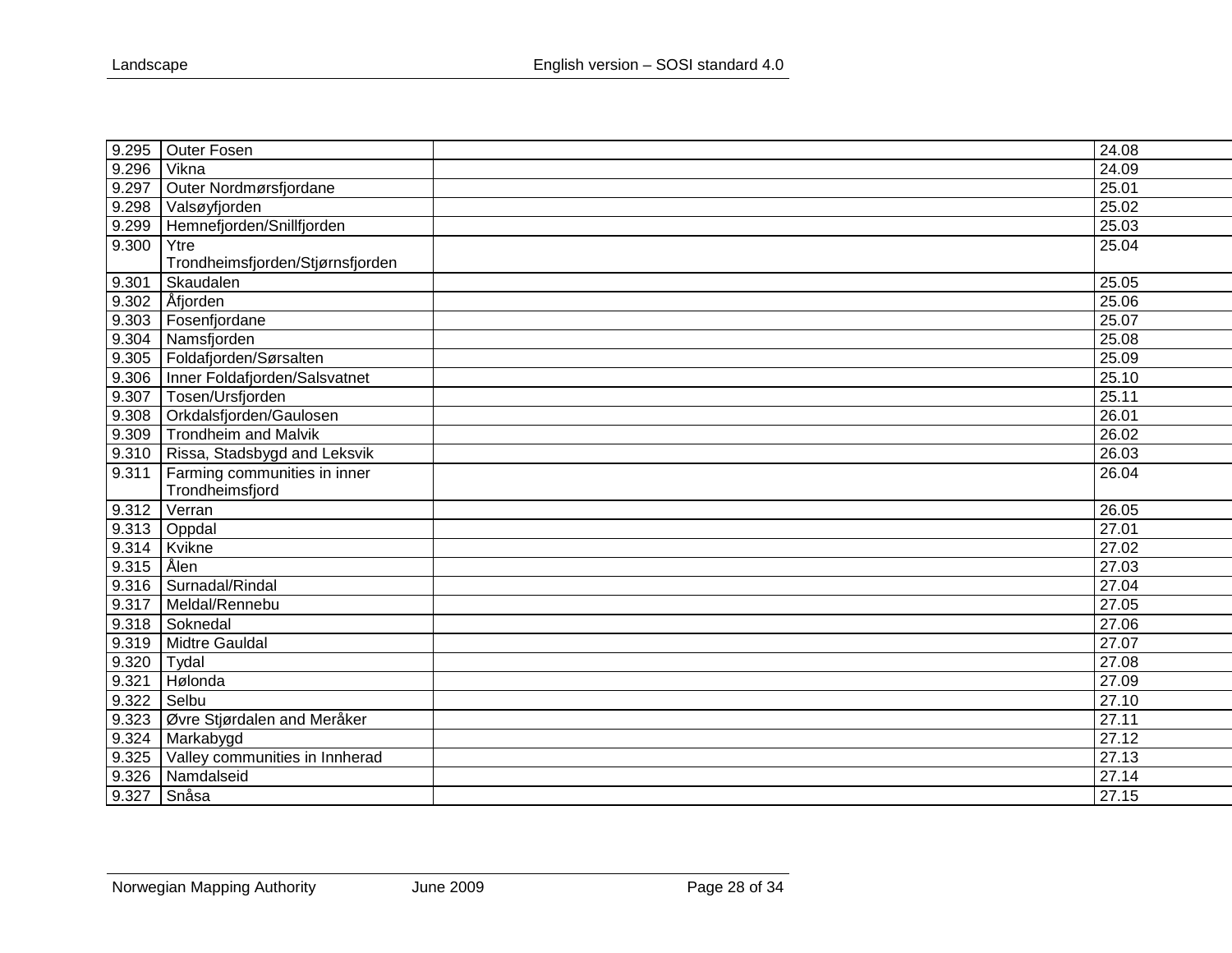| | | | |
|---|---|---|---|
| 9.295 | Outer Fosen | | 24.08 |
| 9.296 | Vikna | | 24.09 |
| 9.297 | Outer Nordmørsfjordane | | 25.01 |
| 9.298 | Valsøyfjorden | | 25.02 |
| 9.299 | Hemnefjorden/Snillfjorden | | 25.03 |
| 9.300 | Ytre Trondheimsfjorden/Stjørnsfjorden | | 25.04 |
| 9.301 | Skaudalen | | 25.05 |
| 9.302 | Åfjorden | | 25.06 |
| 9.303 | Fosenfjordane | | 25.07 |
| 9.304 | Namsfjorden | | 25.08 |
| 9.305 | Foldafjorden/Sørsalten | | 25.09 |
| 9.306 | Inner Foldafjorden/Salsvatnet | | 25.10 |
| 9.307 | Tosen/Ursfjorden | | 25.11 |
| 9.308 | Orkdalsfjorden/Gaulosen | | 26.01 |
| 9.309 | Trondheim and Malvik | | 26.02 |
| 9.310 | Rissa, Stadsbygd and Leksvik | | 26.03 |
| 9.311 | Farming communities in inner Trondheimsfjord | | 26.04 |
| 9.312 | Verran | | 26.05 |
| 9.313 | Oppdal | | 27.01 |
| 9.314 | Kvikne | | 27.02 |
| 9.315 | Ålen | | 27.03 |
| 9.316 | Surnadal/Rindal | | 27.04 |
| 9.317 | Meldal/Rennebu | | 27.05 |
| 9.318 | Soknedal | | 27.06 |
| 9.319 | Midtre Gauldal | | 27.07 |
| 9.320 | Tydal | | 27.08 |
| 9.321 | Hølonda | | 27.09 |
| 9.322 | Selbu | | 27.10 |
| 9.323 | Øvre Stjørdalen and Meråker | | 27.11 |
| 9.324 | Markabygd | | 27.12 |
| 9.325 | Valley communities in Innherad | | 27.13 |
| 9.326 | Namdalseid | | 27.14 |
| 9.327 | Snåsa | | 27.15 |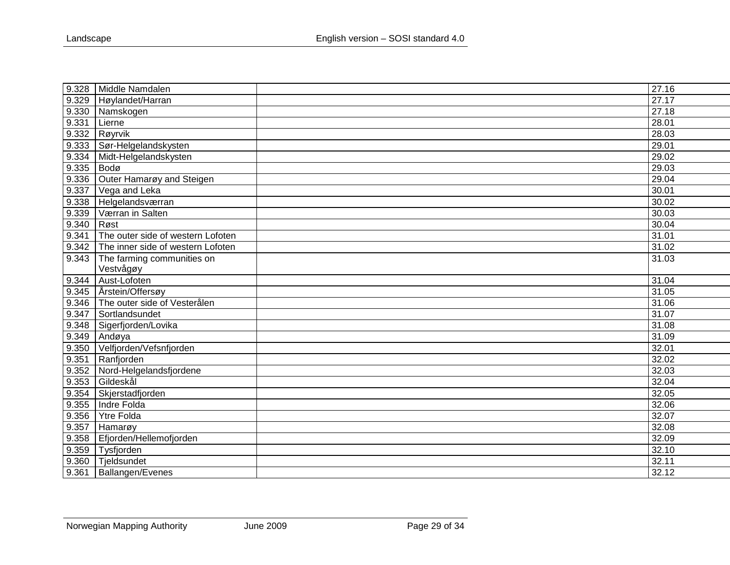| 9.328 | Middle Namdalen | | 27.16 |
|---|---|---|---|
| 9.329 | Høylandet/Harran | | 27.17 |
| 9.330 | Namskogen | | 27.18 |
| 9.331 | Lierne | | 28.01 |
| 9.332 | Røyrvik | | 28.03 |
| 9.333 | Sør-Helgelandskysten | | 29.01 |
| 9.334 | Midt-Helgelandskysten | | 29.02 |
| 9.335 | Bodø | | 29.03 |
| 9.336 | Outer Hamarøy and Steigen | | 29.04 |
| 9.337 | Vega and Leka | | 30.01 |
| 9.338 | Helgelandsværran | | 30.02 |
| 9.339 | Værran in Salten | | 30.03 |
| 9.340 | Røst | | 30.04 |
| 9.341 | The outer side of western Lofoten | | 31.01 |
| 9.342 | The inner side of western Lofoten | | 31.02 |
| 9.343 | The farming communities on Vestvågøy | | 31.03 |
| 9.344 | Aust-Lofoten | | 31.04 |
| 9.345 | Årstein/Offersøy | | 31.05 |
| 9.346 | The outer side of Vesterålen | | 31.06 |
| 9.347 | Sortlandsundet | | 31.07 |
| 9.348 | Sigerfjorden/Lovika | | 31.08 |
| 9.349 | Andøya | | 31.09 |
| 9.350 | Velfjorden/Vefsnfjorden | | 32.01 |
| 9.351 | Ranfjorden | | 32.02 |
| 9.352 | Nord-Helgelandsfjordene | | 32.03 |
| 9.353 | Gildeskål | | 32.04 |
| 9.354 | Skjerstadfjorden | | 32.05 |
| 9.355 | Indre Folda | | 32.06 |
| 9.356 | Ytre Folda | | 32.07 |
| 9.357 | Hamarøy | | 32.08 |
| 9.358 | Efjorden/Hellemofjorden | | 32.09 |
| 9.359 | Tysfjorden | | 32.10 |
| 9.360 | Tjeldsundet | | 32.11 |
| 9.361 | Ballangen/Evenes | | 32.12 |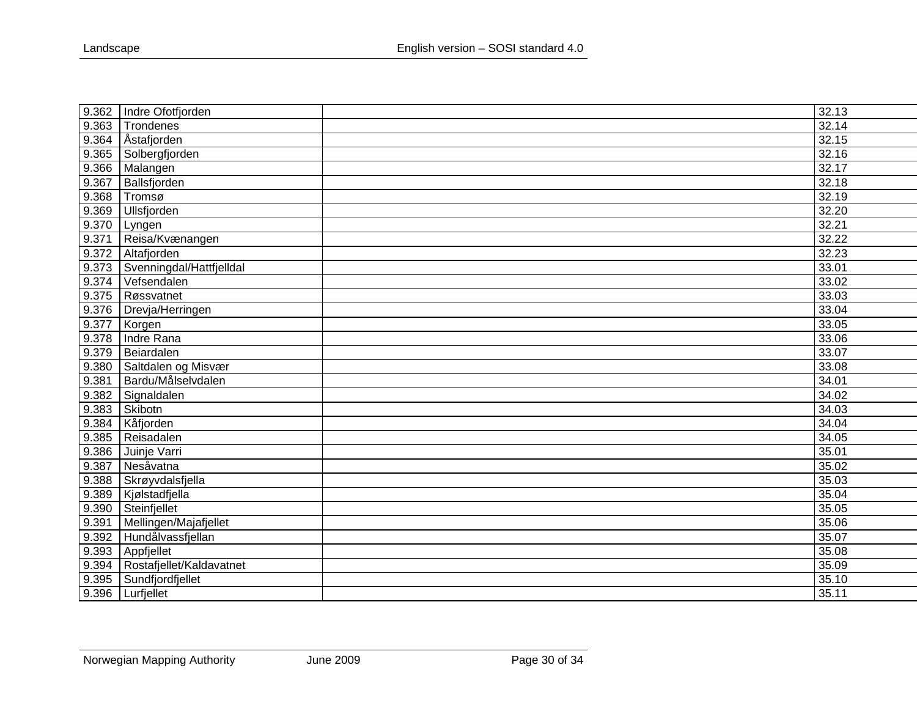| | | | |
|---|---|---|---|
| 9.362 | Indre Ofotfjorden | | 32.13 |
| 9.363 | Trondenes | | 32.14 |
| 9.364 | Åstafjorden | | 32.15 |
| 9.365 | Solbergfjorden | | 32.16 |
| 9.366 | Malangen | | 32.17 |
| 9.367 | Ballsfjorden | | 32.18 |
| 9.368 | Tromsø | | 32.19 |
| 9.369 | Ullsfjorden | | 32.20 |
| 9.370 | Lyngen | | 32.21 |
| 9.371 | Reisa/Kvænangen | | 32.22 |
| 9.372 | Altafjorden | | 32.23 |
| 9.373 | Svenningdal/Hattfjelldal | | 33.01 |
| 9.374 | Vefsendalen | | 33.02 |
| 9.375 | Røssvatnet | | 33.03 |
| 9.376 | Drevja/Herringen | | 33.04 |
| 9.377 | Korgen | | 33.05 |
| 9.378 | Indre Rana | | 33.06 |
| 9.379 | Beiardalen | | 33.07 |
| 9.380 | Saltdalen og Misvær | | 33.08 |
| 9.381 | Bardu/Målselvdalen | | 34.01 |
| 9.382 | Signaldalen | | 34.02 |
| 9.383 | Skibotn | | 34.03 |
| 9.384 | Kåfjorden | | 34.04 |
| 9.385 | Reisadalen | | 34.05 |
| 9.386 | Juinje Varri | | 35.01 |
| 9.387 | Nesåvatna | | 35.02 |
| 9.388 | Skrøyvdalsfjella | | 35.03 |
| 9.389 | Kjølstadfjella | | 35.04 |
| 9.390 | Steinfjellet | | 35.05 |
| 9.391 | Mellingen/Majafjellet | | 35.06 |
| 9.392 | Hundålvassfjellan | | 35.07 |
| 9.393 | Appfjellet | | 35.08 |
| 9.394 | Rostafjellet/Kaldavatnet | | 35.09 |
| 9.395 | Sundfjordfjellet | | 35.10 |
| 9.396 | Lurfjellet | | 35.11 |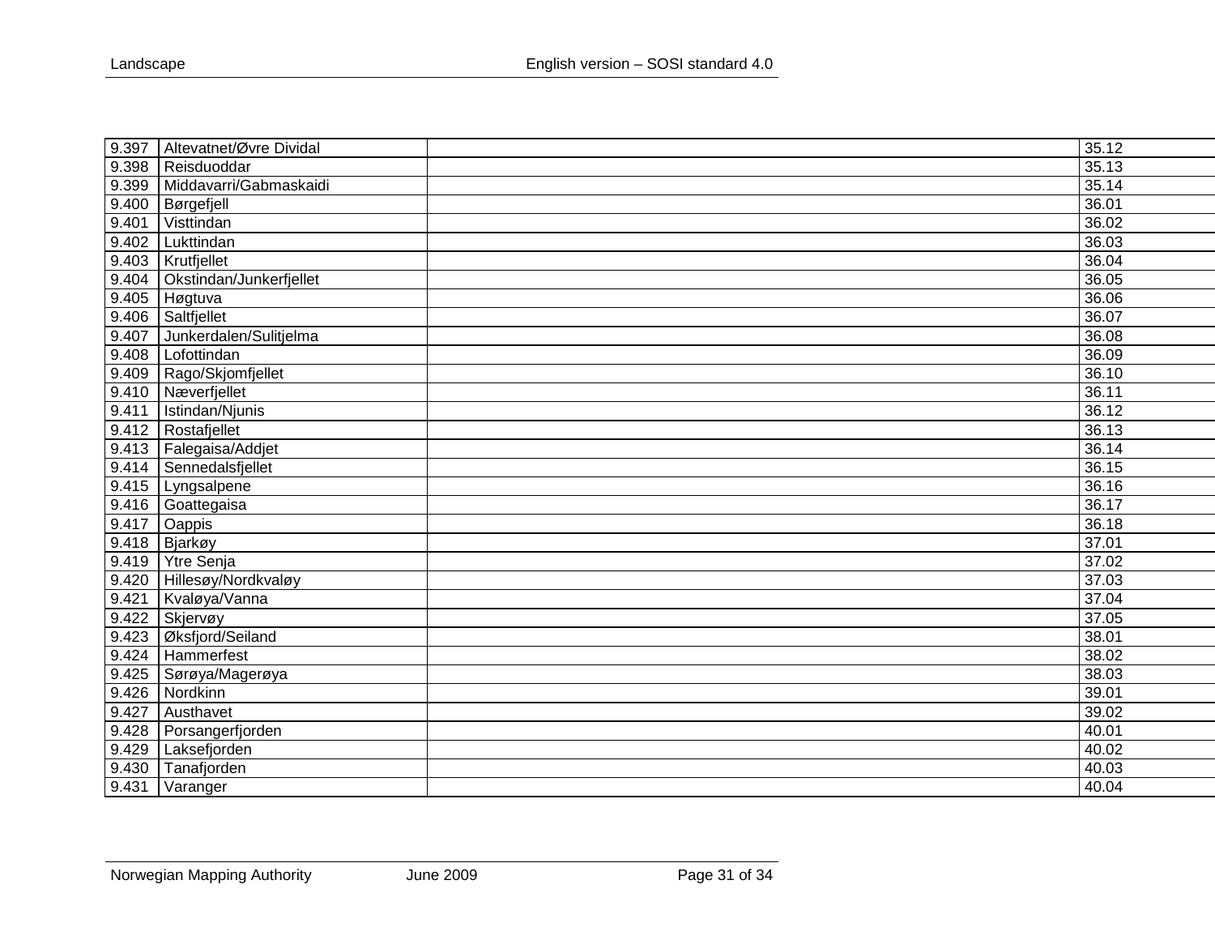| | | | |
|---|---|---|---|
| 9.397 | Altevatnet/Øvre Dividal | | 35.12 |
| 9.398 | Reisduoddar | | 35.13 |
| 9.399 | Middavarri/Gabmaskaidi | | 35.14 |
| 9.400 | Børgefjell | | 36.01 |
| 9.401 | Visttindan | | 36.02 |
| 9.402 | Lukttindan | | 36.03 |
| 9.403 | Krutfjellet | | 36.04 |
| 9.404 | Okstindan/Junkerfjellet | | 36.05 |
| 9.405 | Høgtuva | | 36.06 |
| 9.406 | Saltfjellet | | 36.07 |
| 9.407 | Junkerdalen/Sulitjelma | | 36.08 |
| 9.408 | Lofottindan | | 36.09 |
| 9.409 | Rago/Skjomfjellet | | 36.10 |
| 9.410 | Næverfjellet | | 36.11 |
| 9.411 | Istindan/Njunis | | 36.12 |
| 9.412 | Rostafjellet | | 36.13 |
| 9.413 | Falegaisa/Addjet | | 36.14 |
| 9.414 | Sennedalsfjellet | | 36.15 |
| 9.415 | Lyngsalpene | | 36.16 |
| 9.416 | Goattegaisa | | 36.17 |
| 9.417 | Oappis | | 36.18 |
| 9.418 | Bjarkøy | | 37.01 |
| 9.419 | Ytre Senja | | 37.02 |
| 9.420 | Hillesøy/Nordkvaløy | | 37.03 |
| 9.421 | Kvaløya/Vanna | | 37.04 |
| 9.422 | Skjervøy | | 37.05 |
| 9.423 | Øksfjord/Seiland | | 38.01 |
| 9.424 | Hammerfest | | 38.02 |
| 9.425 | Sørøya/Magerøya | | 38.03 |
| 9.426 | Nordkinn | | 39.01 |
| 9.427 | Austhavet | | 39.02 |
| 9.428 | Porsangerfjorden | | 40.01 |
| 9.429 | Laksefjorden | | 40.02 |
| 9.430 | Tanafjorden | | 40.03 |
| 9.431 | Varanger | | 40.04 |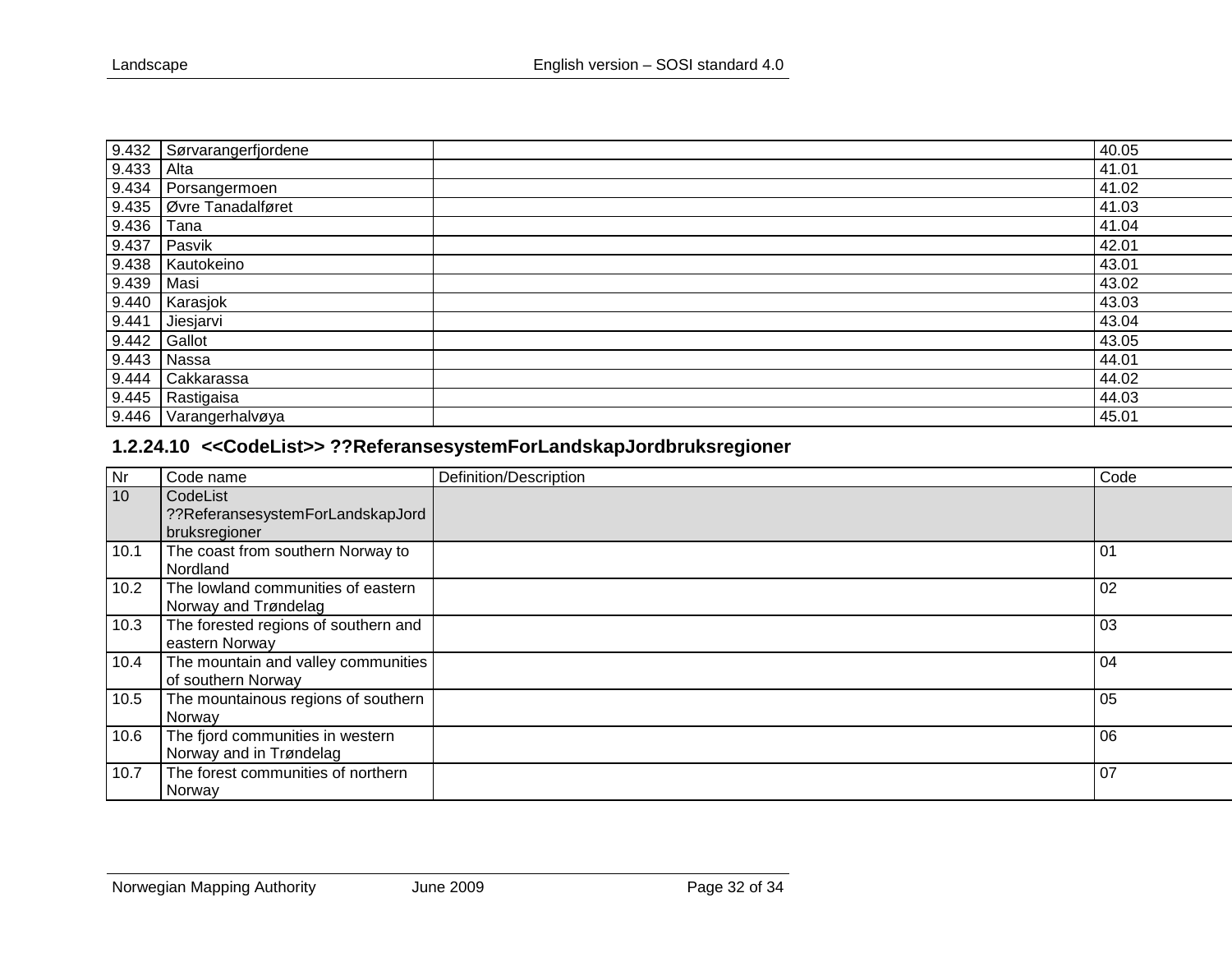| | | | |
|---|---|---|---|
| 9.432 | Sørvarangerfjordene | | 40.05 |
| 9.433 | Alta | | 41.01 |
| 9.434 | Porsangermoen | | 41.02 |
| 9.435 | Øvre Tanadalføret | | 41.03 |
| 9.436 | Tana | | 41.04 |
| 9.437 | Pasvik | | 42.01 |
| 9.438 | Kautokeino | | 43.01 |
| 9.439 | Masi | | 43.02 |
| 9.440 | Karasjok | | 43.03 |
| 9.441 | Jiesjarvi | | 43.04 |
| 9.442 | Gallot | | 43.05 |
| 9.443 | Nassa | | 44.01 |
| 9.444 | Cakkarassa | | 44.02 |
| 9.445 | Rastigaisa | | 44.03 |
| 9.446 | Varangerhalvøya | | 45.01 |

### 1.2.24.10 <<CodeList>> ??ReferansesystemForLandskapJordbruksregioner

| Nr | Code name | Definition/Description | Code |
|---|---|---|---|
| 10 | CodeList ??ReferansesystemForLandskapJordbruksregioner | | |
| 10.1 | The coast from southern Norway to Nordland | | 01 |
| 10.2 | The lowland communities of eastern Norway and Trøndelag | | 02 |
| 10.3 | The forested regions of southern and eastern Norway | | 03 |
| 10.4 | The mountain and valley communities of southern Norway | | 04 |
| 10.5 | The mountainous regions of southern Norway | | 05 |
| 10.6 | The fjord communities in western Norway and in Trøndelag | | 06 |
| 10.7 | The forest communities of northern Norway | | 07 |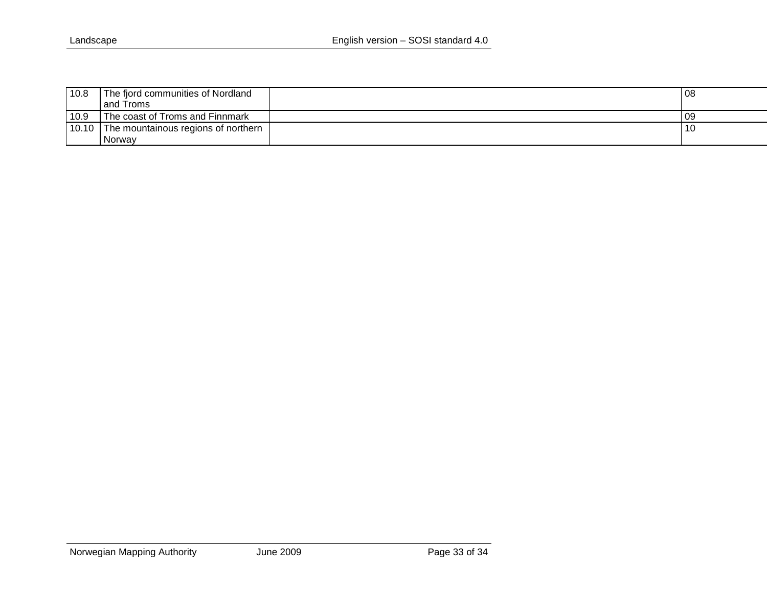| | | | |
|---|---|---|---|
| 10.8 | The fjord communities of Nordland and Troms | | 08 |
| 10.9 | The coast of Troms and Finnmark | | 09 |
| 10.10 | The mountainous regions of northern Norway | | 10 |